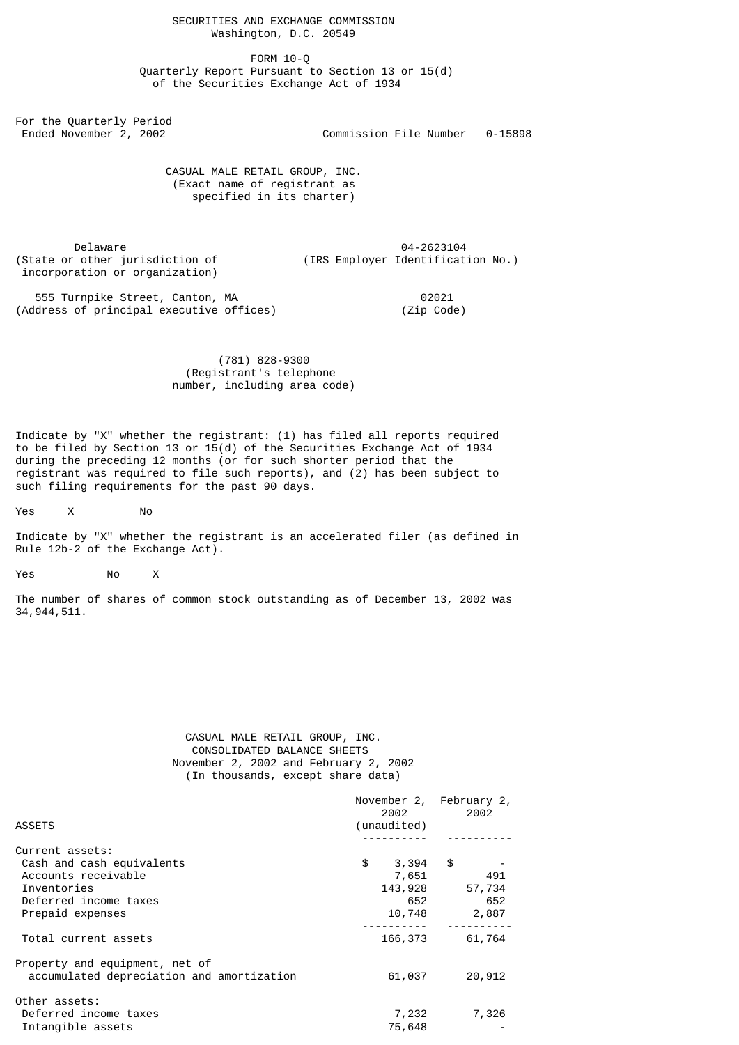SECURITIES AND EXCHANGE COMMISSION
Washington, D.C. 20549

FORM 10-Q
Quarterly Report Pursuant to Section 13 or 15(d)
of the Securities Exchange Act of 1934

For the Quarterly Period
Ended November 2, 2002

Commission File Number 0-15898

# CASUAL MALE RETAIL GROUP, INC.
(Exact name of registrant as specified in its charter)

Delaware
(State or other jurisdiction of incorporation or organization)

04-2623104
(IRS Employer Identification No.)

555 Turnpike Street, Canton, MA
(Address of principal executive offices)

02021
(Zip Code)

(781) 828-9300
(Registrant's telephone number, including area code)

Indicate by "X" whether the registrant: (1) has filed all reports required to be filed by Section 13 or 15(d) of the Securities Exchange Act of 1934 during the preceding 12 months (or for such shorter period that the registrant was required to file such reports), and (2) has been subject to such filing requirements for the past 90 days.

Yes X No

Indicate by "X" whether the registrant is an accelerated filer (as defined in Rule 12b-2 of the Exchange Act).

Yes No X

The number of shares of common stock outstanding as of December 13, 2002 was 34,944,511.

## CASUAL MALE RETAIL GROUP, INC.
CONSOLIDATED BALANCE SHEETS
November 2, 2002 and February 2, 2002
(In thousands, except share data)

| ASSETS | November 2, 2002 (unaudited) | February 2, 2002 |
|---|---|---|
| Current assets: | | |
| Cash and cash equivalents | $ 3,394 | $ - |
| Accounts receivable | 7,651 | 491 |
| Inventories | 143,928 | 57,734 |
| Deferred income taxes | 652 | 652 |
| Prepaid expenses | 10,748 | 2,887 |
| Total current assets | 166,373 | 61,764 |
| Property and equipment, net of accumulated depreciation and amortization | 61,037 | 20,912 |
| Other assets: | | |
| Deferred income taxes | 7,232 | 7,326 |
| Intangible assets | 75,648 | - |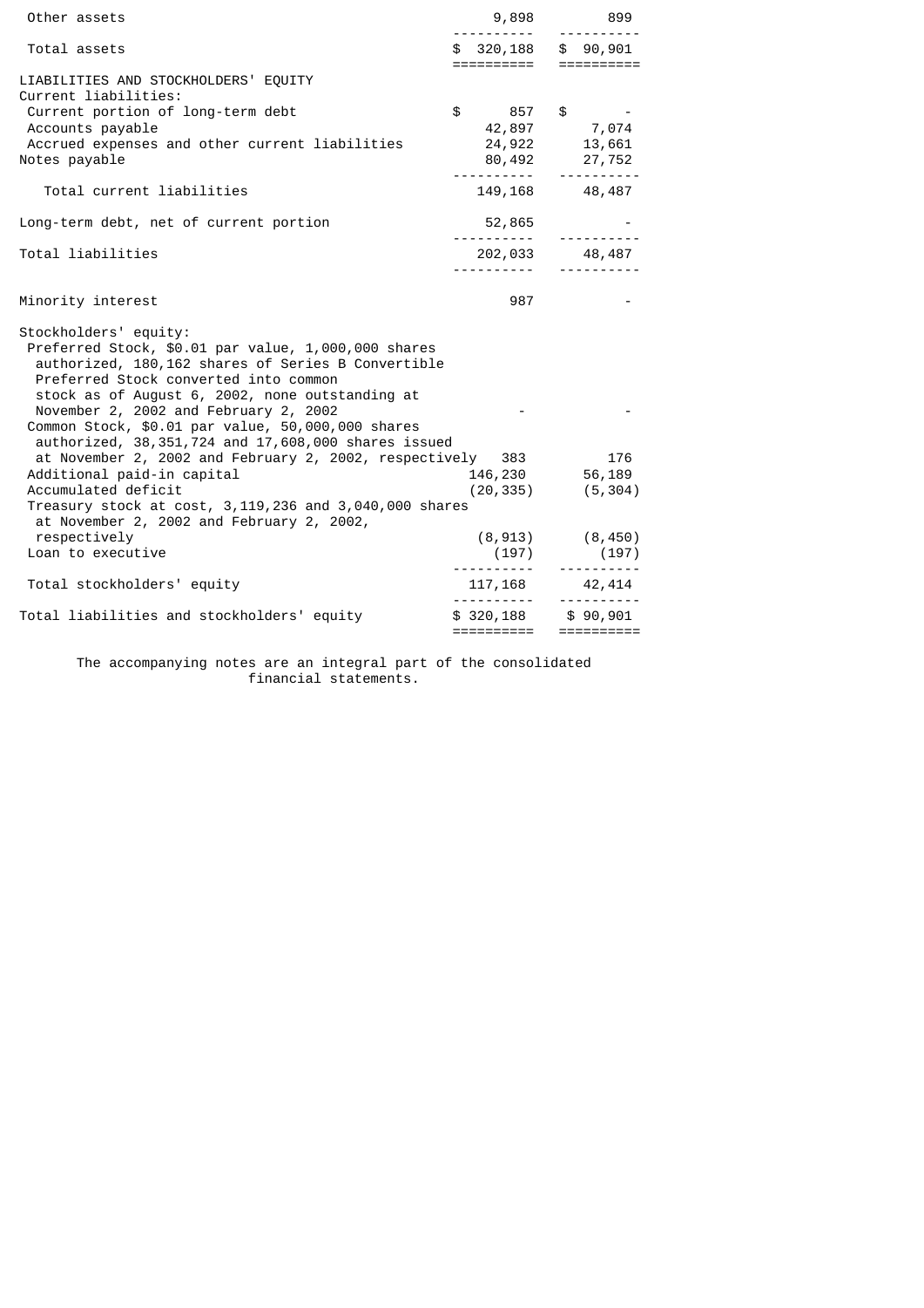| | | |
|---|---|---|
| Other assets | 9,898 | 899 |
| Total assets | $ 320,188 | $ 90,901 |
| LIABILITIES AND STOCKHOLDERS' EQUITY | | |
| Current liabilities: | | |
| Current portion of long-term debt | $ 857 | $ - |
| Accounts payable | 42,897 | 7,074 |
| Accrued expenses and other current liabilities | 24,922 | 13,661 |
| Notes payable | 80,492 | 27,752 |
| Total current liabilities | 149,168 | 48,487 |
| Long-term debt, net of current portion | 52,865 | - |
| Total liabilities | 202,033 | 48,487 |
| Minority interest | 987 | - |
| Stockholders' equity: | | |
| Preferred Stock, $0.01 par value, 1,000,000 shares authorized, 180,162 shares of Series B Convertible Preferred Stock converted into common stock as of August 6, 2002, none outstanding at November 2, 2002 and February 2, 2002 | - | - |
| Common Stock, $0.01 par value, 50,000,000 shares authorized, 38,351,724 and 17,608,000 shares issued at November 2, 2002 and February 2, 2002, respectively | 383 | 176 |
| Additional paid-in capital | 146,230 | 56,189 |
| Accumulated deficit | (20,335) | (5,304) |
| Treasury stock at cost, 3,119,236 and 3,040,000 shares at November 2, 2002 and February 2, 2002, respectively | (8,913) | (8,450) |
| Loan to executive | (197) | (197) |
| Total stockholders' equity | 117,168 | 42,414 |
| Total liabilities and stockholders' equity | $ 320,188 | $ 90,901 |

The accompanying notes are an integral part of the consolidated financial statements.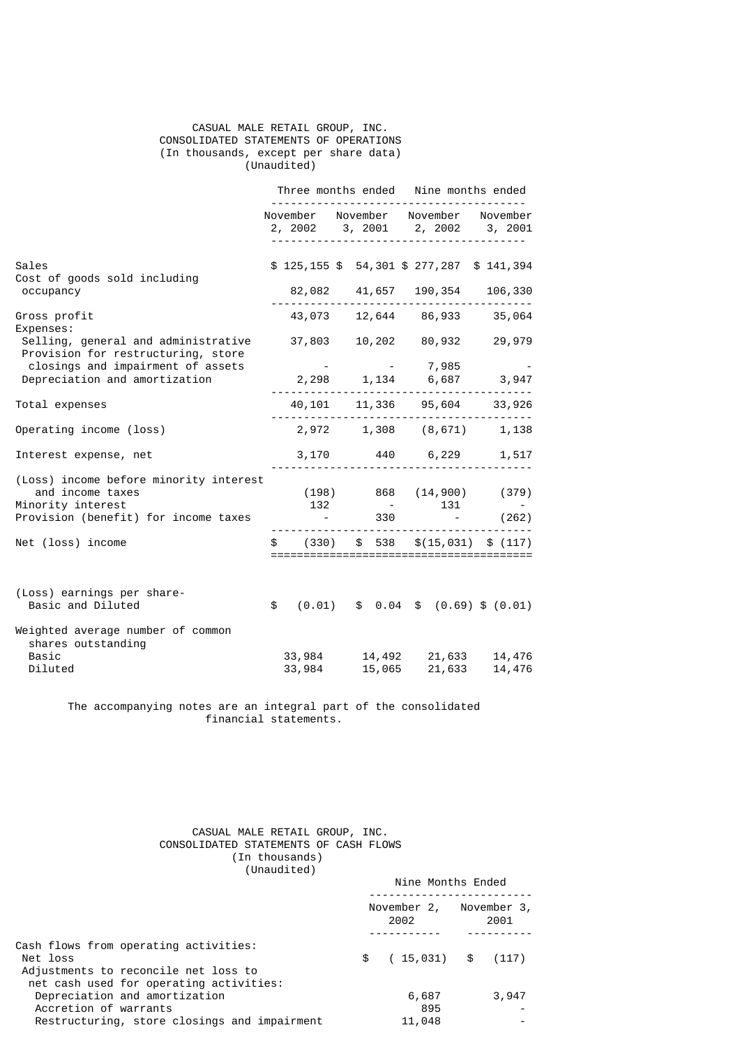CASUAL MALE RETAIL GROUP, INC.
CONSOLIDATED STATEMENTS OF OPERATIONS
(In thousands, except per share data)
(Unaudited)

| | Three months ended | | Nine months ended | |
|---|---|---|---|---|
| | November 2, 2002 | November 3, 2001 | November 2, 2002 | November 3, 2001 |
| Sales | $ 125,155 | $ 54,301 | $ 277,287 | $ 141,394 |
| Cost of goods sold including occupancy | 82,082 | 41,657 | 190,354 | 106,330 |
| Gross profit | 43,073 | 12,644 | 86,933 | 35,064 |
| Expenses: | | | | |
| Selling, general and administrative | 37,803 | 10,202 | 80,932 | 29,979 |
| Provision for restructuring, store closings and impairment of assets | - | - | 7,985 | - |
| Depreciation and amortization | 2,298 | 1,134 | 6,687 | 3,947 |
| Total expenses | 40,101 | 11,336 | 95,604 | 33,926 |
| Operating income (loss) | 2,972 | 1,308 | (8,671) | 1,138 |
| Interest expense, net | 3,170 | 440 | 6,229 | 1,517 |
| (Loss) income before minority interest and income taxes | (198) | 868 | (14,900) | (379) |
| Minority interest | 132 | - | 131 | - |
| Provision (benefit) for income taxes | - | 330 | - | (262) |
| Net (loss) income | $ (330) | $ 538 | $(15,031) | $ (117) |
| (Loss) earnings per share- Basic and Diluted | $ (0.01) | $ 0.04 | $ (0.69) | $ (0.01) |
| Weighted average number of common shares outstanding | | | | |
| Basic | 33,984 | 14,492 | 21,633 | 14,476 |
| Diluted | 33,984 | 15,065 | 21,633 | 14,476 |

The accompanying notes are an integral part of the consolidated financial statements.

CASUAL MALE RETAIL GROUP, INC.
CONSOLIDATED STATEMENTS OF CASH FLOWS
(In thousands)
(Unaudited)

| | Nine Months Ended | |
|---|---|---|
| | November 2, 2002 | November 3, 2001 |
| Cash flows from operating activities: | | |
| Net loss | $ ( 15,031) | $ (117) |
| Adjustments to reconcile net loss to net cash used for operating activities: | | |
| Depreciation and amortization | 6,687 | 3,947 |
| Accretion of warrants | 895 | - |
| Restructuring, store closings and impairment | 11,048 | - |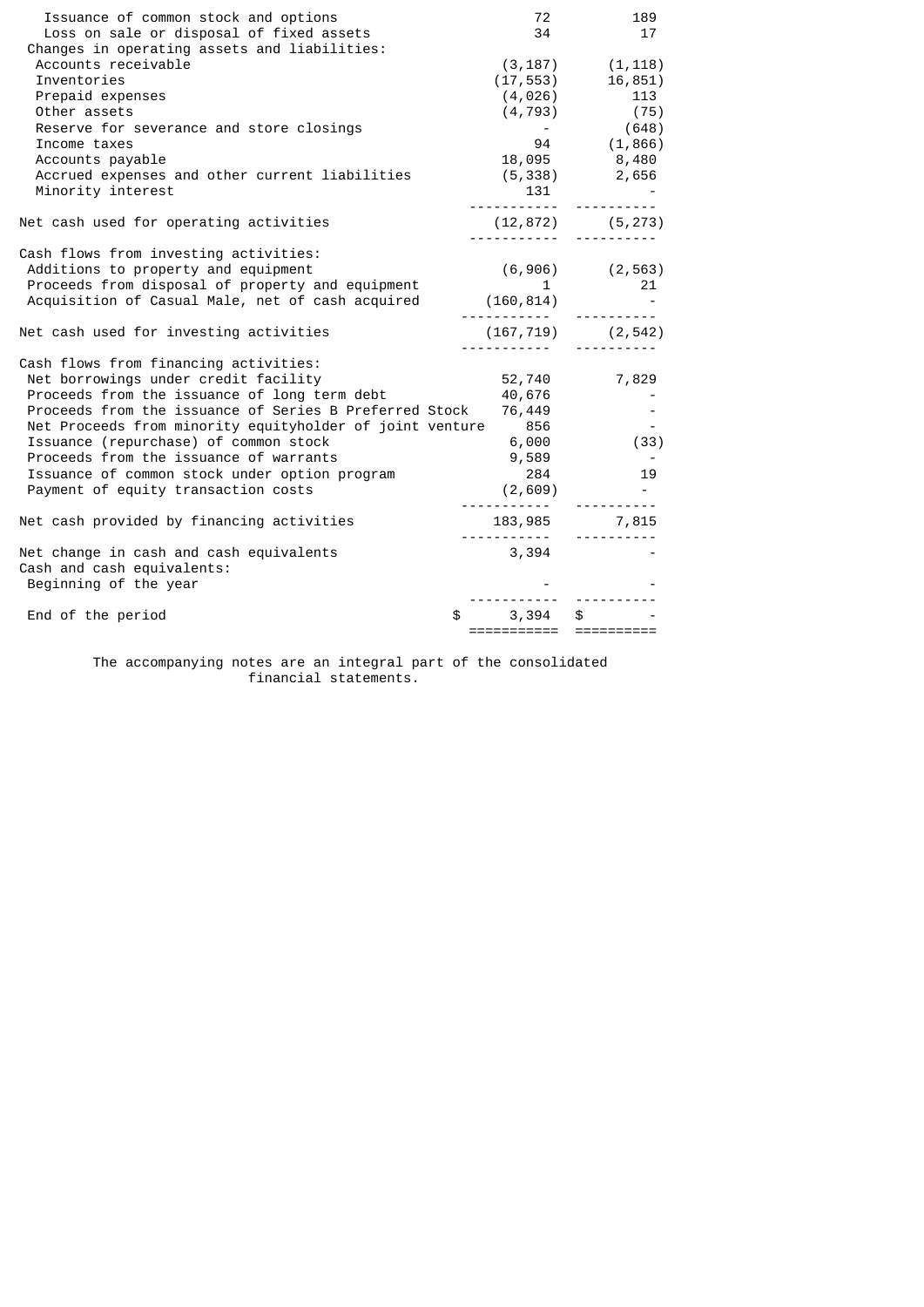| | | |
|---|---|---|
| Issuance of common stock and options | 72 | 189 |
| Loss on sale or disposal of fixed assets | 34 | 17 |
| Changes in operating assets and liabilities: | | |
| Accounts receivable | (3,187) | (1,118) |
| Inventories | (17,553) | 16,851) |
| Prepaid expenses | (4,026) | 113 |
| Other assets | (4,793) | (75) |
| Reserve for severance and store closings | - | (648) |
| Income taxes | 94 | (1,866) |
| Accounts payable | 18,095 | 8,480 |
| Accrued expenses and other current liabilities | (5,338) | 2,656 |
| Minority interest | 131 | - |
| Net cash used for operating activities | (12,872) | (5,273) |
| Cash flows from investing activities: | | |
| Additions to property and equipment | (6,906) | (2,563) |
| Proceeds from disposal of property and equipment | 1 | 21 |
| Acquisition of Casual Male, net of cash acquired | (160,814) | - |
| Net cash used for investing activities | (167,719) | (2,542) |
| Cash flows from financing activities: | | |
| Net borrowings under credit facility | 52,740 | 7,829 |
| Proceeds from the issuance of long term debt | 40,676 | - |
| Proceeds from the issuance of Series B Preferred Stock | 76,449 | - |
| Net Proceeds from minority equityholder of joint venture | 856 | - |
| Issuance (repurchase) of common stock | 6,000 | (33) |
| Proceeds from the issuance of warrants | 9,589 | - |
| Issuance of common stock under option program | 284 | 19 |
| Payment of equity transaction costs | (2,609) | - |
| Net cash provided by financing activities | 183,985 | 7,815 |
| Net change in cash and cash equivalents | 3,394 | - |
| Cash and cash equivalents: | | |
| Beginning of the year | - | - |
| End of the period | $ 3,394 | $ - |

The accompanying notes are an integral part of the consolidated financial statements.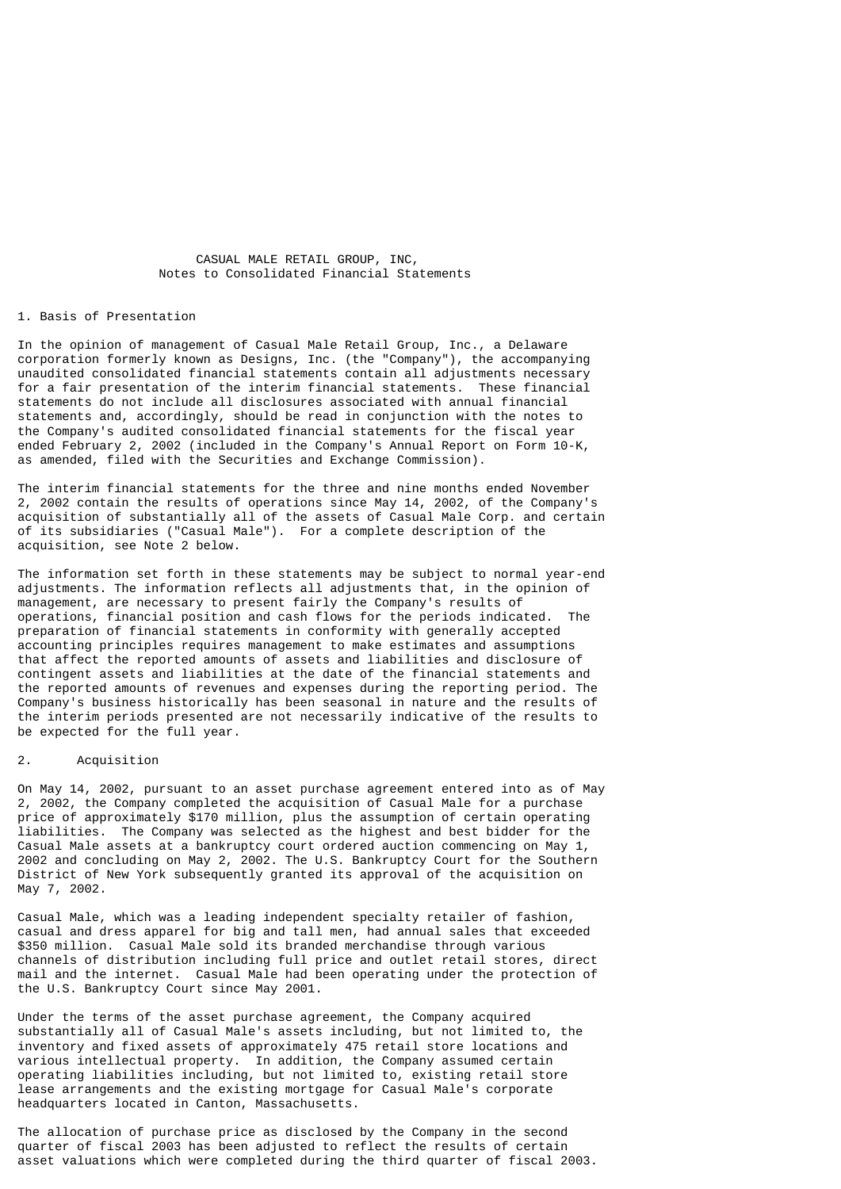# CASUAL MALE RETAIL GROUP, INC,

## Notes to Consolidated Financial Statements

### 1. Basis of Presentation

In the opinion of management of Casual Male Retail Group, Inc., a Delaware corporation formerly known as Designs, Inc. (the "Company"), the accompanying unaudited consolidated financial statements contain all adjustments necessary for a fair presentation of the interim financial statements. These financial statements do not include all disclosures associated with annual financial statements and, accordingly, should be read in conjunction with the notes to the Company's audited consolidated financial statements for the fiscal year ended February 2, 2002 (included in the Company's Annual Report on Form 10-K, as amended, filed with the Securities and Exchange Commission).

The interim financial statements for the three and nine months ended November 2, 2002 contain the results of operations since May 14, 2002, of the Company's acquisition of substantially all of the assets of Casual Male Corp. and certain of its subsidiaries ("Casual Male"). For a complete description of the acquisition, see Note 2 below.

The information set forth in these statements may be subject to normal year-end adjustments. The information reflects all adjustments that, in the opinion of management, are necessary to present fairly the Company's results of operations, financial position and cash flows for the periods indicated. The preparation of financial statements in conformity with generally accepted accounting principles requires management to make estimates and assumptions that affect the reported amounts of assets and liabilities and disclosure of contingent assets and liabilities at the date of the financial statements and the reported amounts of revenues and expenses during the reporting period. The Company's business historically has been seasonal in nature and the results of the interim periods presented are not necessarily indicative of the results to be expected for the full year.

### 2. Acquisition

On May 14, 2002, pursuant to an asset purchase agreement entered into as of May 2, 2002, the Company completed the acquisition of Casual Male for a purchase price of approximately $170 million, plus the assumption of certain operating liabilities. The Company was selected as the highest and best bidder for the Casual Male assets at a bankruptcy court ordered auction commencing on May 1, 2002 and concluding on May 2, 2002. The U.S. Bankruptcy Court for the Southern District of New York subsequently granted its approval of the acquisition on May 7, 2002.

Casual Male, which was a leading independent specialty retailer of fashion, casual and dress apparel for big and tall men, had annual sales that exceeded $350 million. Casual Male sold its branded merchandise through various channels of distribution including full price and outlet retail stores, direct mail and the internet. Casual Male had been operating under the protection of the U.S. Bankruptcy Court since May 2001.

Under the terms of the asset purchase agreement, the Company acquired substantially all of Casual Male's assets including, but not limited to, the inventory and fixed assets of approximately 475 retail store locations and various intellectual property. In addition, the Company assumed certain operating liabilities including, but not limited to, existing retail store lease arrangements and the existing mortgage for Casual Male's corporate headquarters located in Canton, Massachusetts.

The allocation of purchase price as disclosed by the Company in the second quarter of fiscal 2003 has been adjusted to reflect the results of certain asset valuations which were completed during the third quarter of fiscal 2003.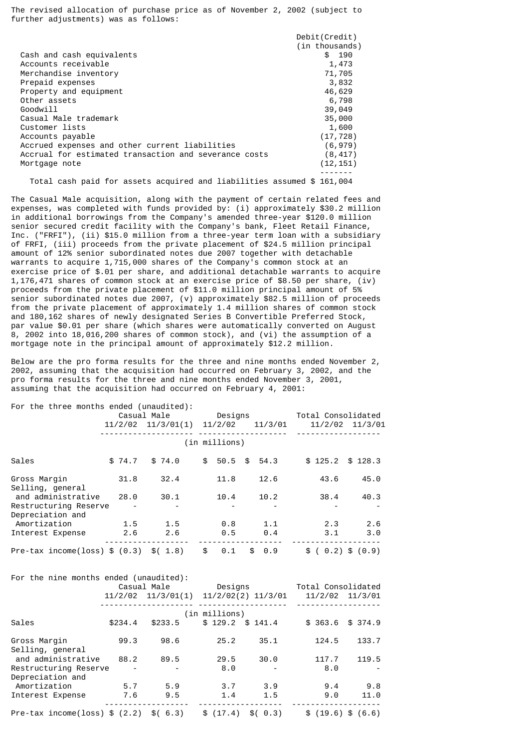The revised allocation of purchase price as of November 2, 2002 (subject to further adjustments) was as follows:

| | Debit(Credit) (in thousands) |
|---|---|
| Cash and cash equivalents | $ 190 |
| Accounts receivable | 1,473 |
| Merchandise inventory | 71,705 |
| Prepaid expenses | 3,832 |
| Property and equipment | 46,629 |
| Other assets | 6,798 |
| Goodwill | 39,049 |
| Casual Male trademark | 35,000 |
| Customer lists | 1,600 |
| Accounts payable | (17,728) |
| Accrued expenses and other current liabilities | (6,979) |
| Accrual for estimated transaction and severance costs | (8,417) |
| Mortgage note | (12,151) |
| Total cash paid for assets acquired and liabilities assumed | $ 161,004 |

The Casual Male acquisition, along with the payment of certain related fees and expenses, was completed with funds provided by: (i) approximately $30.2 million in additional borrowings from the Company's amended three-year $120.0 million senior secured credit facility with the Company's bank, Fleet Retail Finance, Inc. ("FRFI"), (ii) $15.0 million from a three-year term loan with a subsidiary of FRFI, (iii) proceeds from the private placement of $24.5 million principal amount of 12% senior subordinated notes due 2007 together with detachable warrants to acquire 1,715,000 shares of the Company's common stock at an exercise price of $.01 per share, and additional detachable warrants to acquire 1,176,471 shares of common stock at an exercise price of $8.50 per share, (iv) proceeds from the private placement of $11.0 million principal amount of 5% senior subordinated notes due 2007, (v) approximately $82.5 million of proceeds from the private placement of approximately 1.4 million shares of common stock and 180,162 shares of newly designated Series B Convertible Preferred Stock, par value $0.01 per share (which shares were automatically converted on August 8, 2002 into 18,016,200 shares of common stock), and (vi) the assumption of a mortgage note in the principal amount of approximately $12.2 million.

Below are the pro forma results for the three and nine months ended November 2, 2002, assuming that the acquisition had occurred on February 3, 2002, and the pro forma results for the three and nine months ended November 3, 2001, assuming that the acquisition had occurred on February 4, 2001:

For the three months ended (unaudited):

| | Casual Male | | Designs | | Total Consolidated | |
|---|---|---|---|---|---|---|
| | 11/2/02 | 11/3/01(1) | 11/2/02 | 11/3/01 | 11/2/02 | 11/3/01 |
| | (in millions) | | | | | |
| Sales | $ 74.7 | $ 74.0 | $ 50.5 | $ 54.3 | $ 125.2 | $ 128.3 |
| Gross Margin | 31.8 | 32.4 | 11.8 | 12.6 | 43.6 | 45.0 |
| Selling, general and administrative | 28.0 | 30.1 | 10.4 | 10.2 | 38.4 | 40.3 |
| Restructuring Reserve | - | - | - | - | - | - |
| Depreciation and Amortization | 1.5 | 1.5 | 0.8 | 1.1 | 2.3 | 2.6 |
| Interest Expense | 2.6 | 2.6 | 0.5 | 0.4 | 3.1 | 3.0 |
| Pre-tax income(loss) | $ (0.3) | $( 1.8) | $ 0.1 | $ 0.9 | $ ( 0.2) | $ (0.9) |

For the nine months ended (unaudited):

| | Casual Male | | Designs | | Total Consolidated | |
|---|---|---|---|---|---|---|
| | 11/2/02 | 11/3/01(1) | 11/2/02(2) | 11/3/01 | 11/2/02 | 11/3/01 |
| | (in millions) | | | | | |
| Sales | $234.4 | $233.5 | $ 129.2 | $ 141.4 | $ 363.6 | $ 374.9 |
| Gross Margin | 99.3 | 98.6 | 25.2 | 35.1 | 124.5 | 133.7 |
| Selling, general and administrative | 88.2 | 89.5 | 29.5 | 30.0 | 117.7 | 119.5 |
| Restructuring Reserve | - | - | 8.0 | - | 8.0 | - |
| Depreciation and Amortization | 5.7 | 5.9 | 3.7 | 3.9 | 9.4 | 9.8 |
| Interest Expense | 7.6 | 9.5 | 1.4 | 1.5 | 9.0 | 11.0 |
| Pre-tax income(loss) | $ (2.2) | $( 6.3) | $ (17.4) | $( 0.3) | $ (19.6) | $ (6.6) |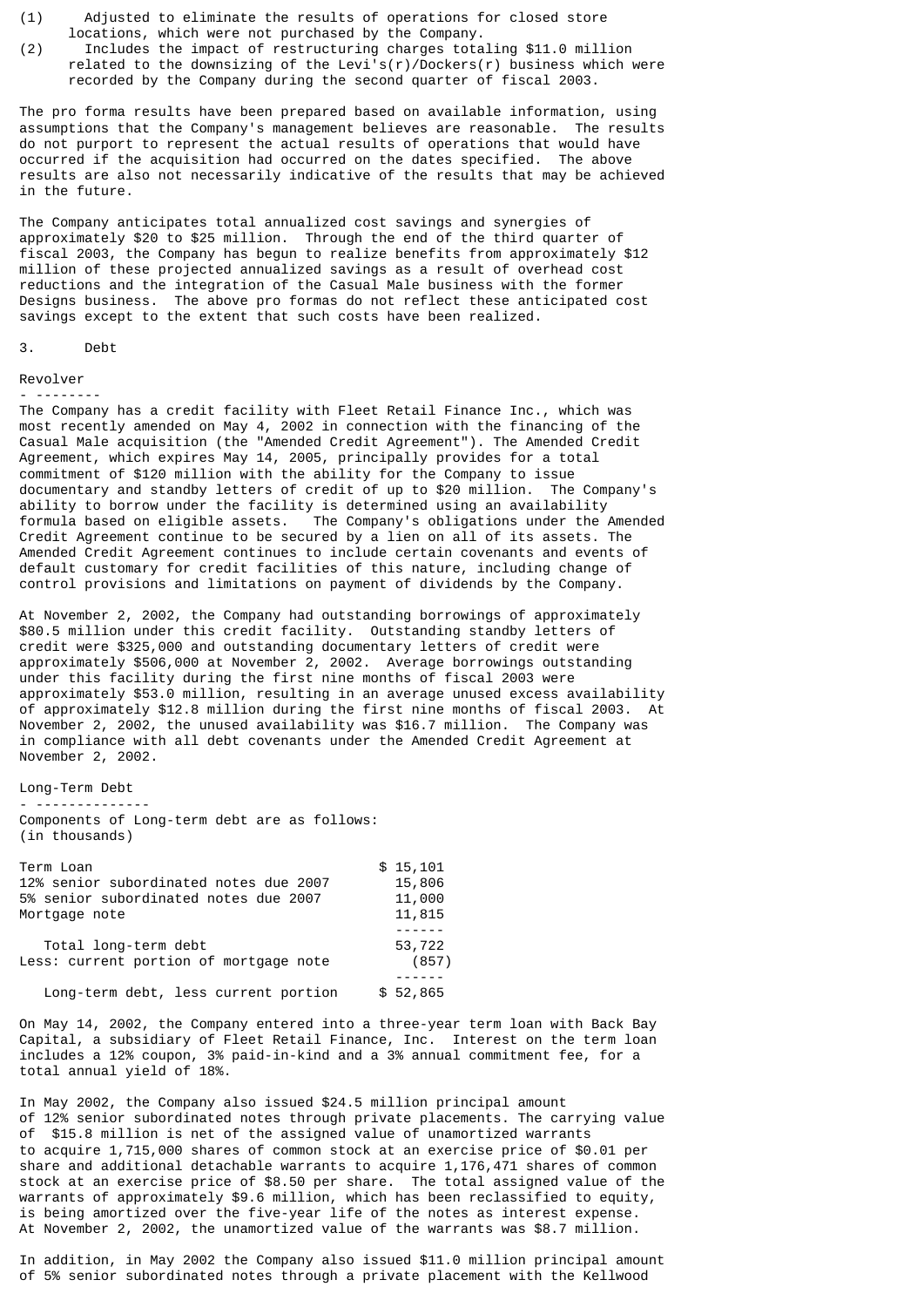(1) Adjusted to eliminate the results of operations for closed store locations, which were not purchased by the Company.

(2) Includes the impact of restructuring charges totaling $11.0 million related to the downsizing of the Levi's(r)/Dockers(r) business which were recorded by the Company during the second quarter of fiscal 2003.

The pro forma results have been prepared based on available information, using assumptions that the Company's management believes are reasonable. The results do not purport to represent the actual results of operations that would have occurred if the acquisition had occurred on the dates specified. The above results are also not necessarily indicative of the results that may be achieved in the future.

The Company anticipates total annualized cost savings and synergies of approximately $20 to $25 million. Through the end of the third quarter of fiscal 2003, the Company has begun to realize benefits from approximately $12 million of these projected annualized savings as a result of overhead cost reductions and the integration of the Casual Male business with the former Designs business. The above pro formas do not reflect these anticipated cost savings except to the extent that such costs have been realized.

## 3. Debt

### Revolver

The Company has a credit facility with Fleet Retail Finance Inc., which was most recently amended on May 4, 2002 in connection with the financing of the Casual Male acquisition (the "Amended Credit Agreement"). The Amended Credit Agreement, which expires May 14, 2005, principally provides for a total commitment of $120 million with the ability for the Company to issue documentary and standby letters of credit of up to $20 million. The Company's ability to borrow under the facility is determined using an availability formula based on eligible assets. The Company's obligations under the Amended Credit Agreement continue to be secured by a lien on all of its assets. The Amended Credit Agreement continues to include certain covenants and events of default customary for credit facilities of this nature, including change of control provisions and limitations on payment of dividends by the Company.

At November 2, 2002, the Company had outstanding borrowings of approximately $80.5 million under this credit facility. Outstanding standby letters of credit were $325,000 and outstanding documentary letters of credit were approximately $506,000 at November 2, 2002. Average borrowings outstanding under this facility during the first nine months of fiscal 2003 were approximately $53.0 million, resulting in an average unused excess availability of approximately $12.8 million during the first nine months of fiscal 2003. At November 2, 2002, the unused availability was $16.7 million. The Company was in compliance with all debt covenants under the Amended Credit Agreement at November 2, 2002.

### Long-Term Debt

Components of Long-term debt are as follows:
(in thousands)

| | |
|---|---|
| Term Loan | $ 15,101 |
| 12% senior subordinated notes due 2007 | 15,806 |
| 5% senior subordinated notes due 2007 | 11,000 |
| Mortgage note | 11,815 |
| Total long-term debt | 53,722 |
| Less: current portion of mortgage note | (857) |
| Long-term debt, less current portion | $ 52,865 |

On May 14, 2002, the Company entered into a three-year term loan with Back Bay Capital, a subsidiary of Fleet Retail Finance, Inc. Interest on the term loan includes a 12% coupon, 3% paid-in-kind and a 3% annual commitment fee, for a total annual yield of 18%.

In May 2002, the Company also issued $24.5 million principal amount of 12% senior subordinated notes through private placements. The carrying value of $15.8 million is net of the assigned value of unamortized warrants to acquire 1,715,000 shares of common stock at an exercise price of $0.01 per share and additional detachable warrants to acquire 1,176,471 shares of common stock at an exercise price of $8.50 per share. The total assigned value of the warrants of approximately $9.6 million, which has been reclassified to equity, is being amortized over the five-year life of the notes as interest expense. At November 2, 2002, the unamortized value of the warrants was $8.7 million.

In addition, in May 2002 the Company also issued $11.0 million principal amount of 5% senior subordinated notes through a private placement with the Kellwood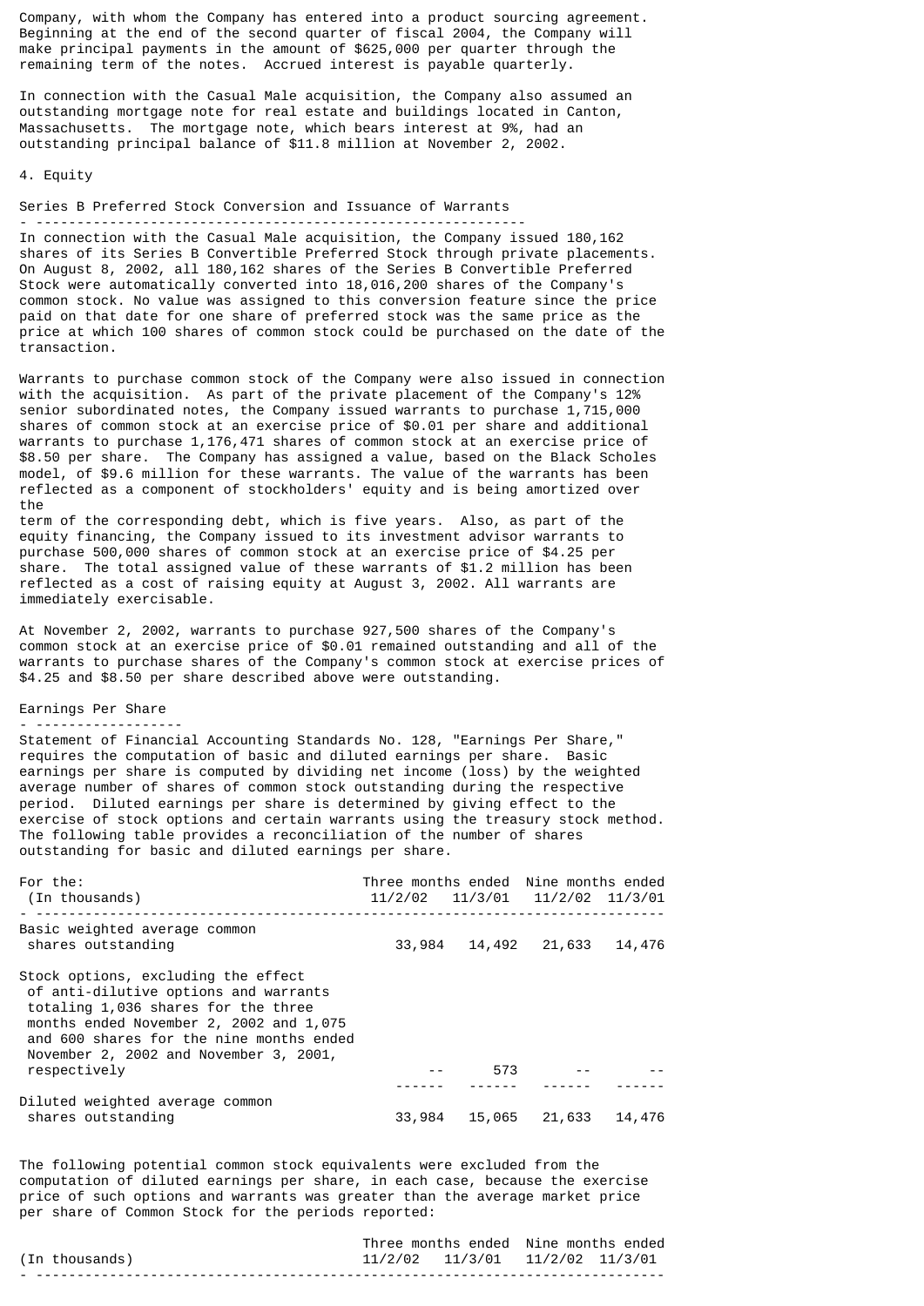Company, with whom the Company has entered into a product sourcing agreement. Beginning at the end of the second quarter of fiscal 2004, the Company will make principal payments in the amount of $625,000 per quarter through the remaining term of the notes. Accrued interest is payable quarterly.

In connection with the Casual Male acquisition, the Company also assumed an outstanding mortgage note for real estate and buildings located in Canton, Massachusetts. The mortgage note, which bears interest at 9%, had an outstanding principal balance of $11.8 million at November 2, 2002.

## 4. Equity

### Series B Preferred Stock Conversion and Issuance of Warrants

In connection with the Casual Male acquisition, the Company issued 180,162 shares of its Series B Convertible Preferred Stock through private placements. On August 8, 2002, all 180,162 shares of the Series B Convertible Preferred Stock were automatically converted into 18,016,200 shares of the Company's common stock. No value was assigned to this conversion feature since the price paid on that date for one share of preferred stock was the same price as the price at which 100 shares of common stock could be purchased on the date of the transaction.

Warrants to purchase common stock of the Company were also issued in connection with the acquisition. As part of the private placement of the Company's 12% senior subordinated notes, the Company issued warrants to purchase 1,715,000 shares of common stock at an exercise price of $0.01 per share and additional warrants to purchase 1,176,471 shares of common stock at an exercise price of $8.50 per share. The Company has assigned a value, based on the Black Scholes model, of $9.6 million for these warrants. The value of the warrants has been reflected as a component of stockholders' equity and is being amortized over the term of the corresponding debt, which is five years. Also, as part of the equity financing, the Company issued to its investment advisor warrants to purchase 500,000 shares of common stock at an exercise price of $4.25 per share. The total assigned value of these warrants of $1.2 million has been reflected as a cost of raising equity at August 3, 2002. All warrants are immediately exercisable.

At November 2, 2002, warrants to purchase 927,500 shares of the Company's common stock at an exercise price of $0.01 remained outstanding and all of the warrants to purchase shares of the Company's common stock at exercise prices of $4.25 and $8.50 per share described above were outstanding.

### Earnings Per Share

Statement of Financial Accounting Standards No. 128, "Earnings Per Share," requires the computation of basic and diluted earnings per share. Basic earnings per share is computed by dividing net income (loss) by the weighted average number of shares of common stock outstanding during the respective period. Diluted earnings per share is determined by giving effect to the exercise of stock options and certain warrants using the treasury stock method. The following table provides a reconciliation of the number of shares outstanding for basic and diluted earnings per share.

| For the: (In thousands) | Three months ended 11/2/02 | Three months ended 11/3/01 | Nine months ended 11/2/02 | Nine months ended 11/3/01 |
|---|---|---|---|---|
| Basic weighted average common shares outstanding | 33,984 | 14,492 | 21,633 | 14,476 |
| Stock options, excluding the effect of anti-dilutive options and warrants totaling 1,036 shares for the three months ended November 2, 2002 and 1,075 and 600 shares for the nine months ended November 2, 2002 and November 3, 2001, respectively | -- | 573 | -- | -- |
| Diluted weighted average common shares outstanding | 33,984 | 15,065 | 21,633 | 14,476 |

The following potential common stock equivalents were excluded from the computation of diluted earnings per share, in each case, because the exercise price of such options and warrants was greater than the average market price per share of Common Stock for the periods reported:

| (In thousands) | Three months ended 11/2/02 | Three months ended 11/3/01 | Nine months ended 11/2/02 | Nine months ended 11/3/01 |
|---|---|---|---|---|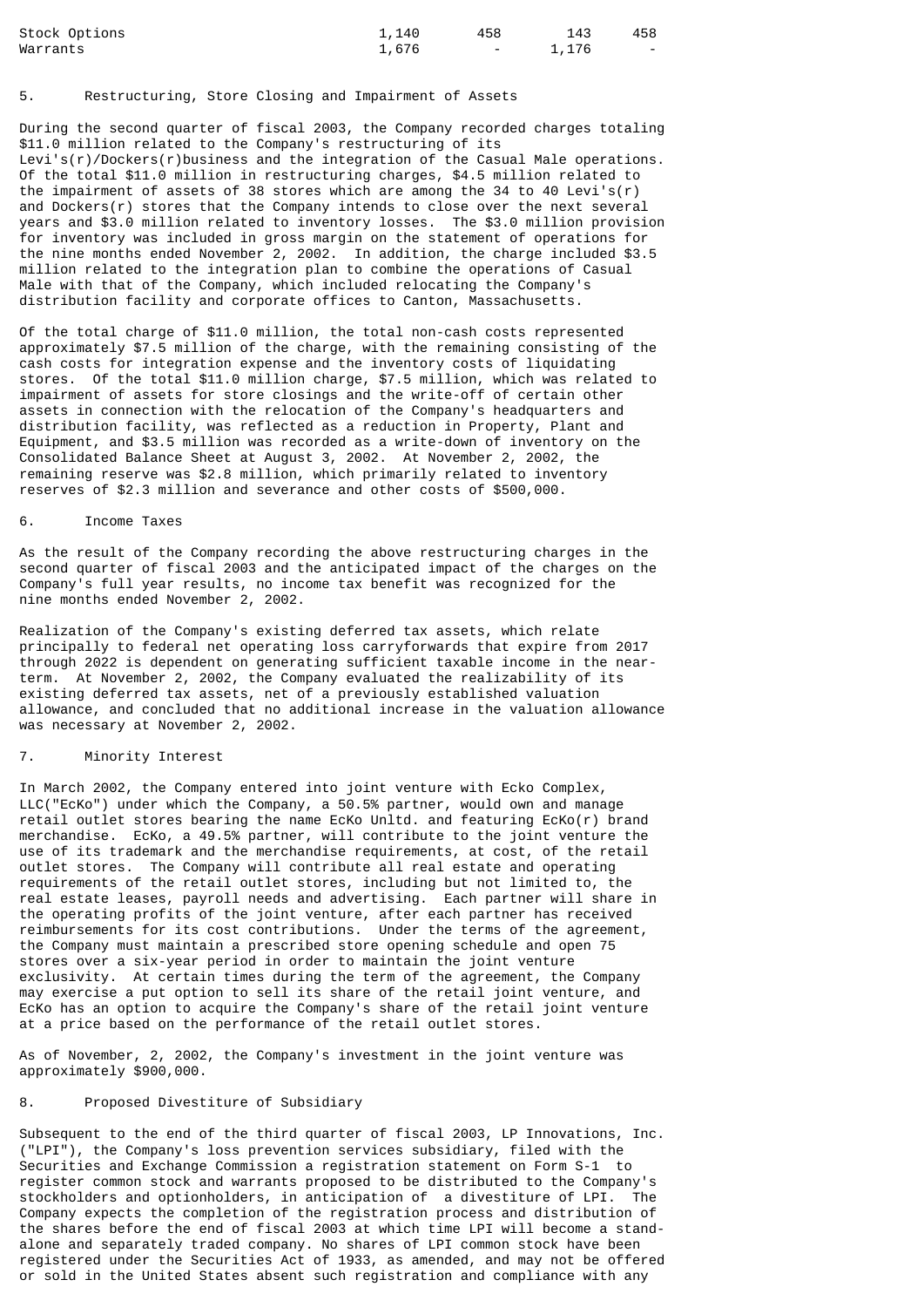| | | | | |
|---|---|---|---|---|
| Stock Options | 1,140 | 458 | 143 | 458 |
| Warrants | 1,676 | - | 1,176 | - |

## 5. Restructuring, Store Closing and Impairment of Assets

During the second quarter of fiscal 2003, the Company recorded charges totaling $11.0 million related to the Company's restructuring of its Levi's(r)/Dockers(r)business and the integration of the Casual Male operations. Of the total $11.0 million in restructuring charges, $4.5 million related to the impairment of assets of 38 stores which are among the 34 to 40 Levi's(r) and Dockers(r) stores that the Company intends to close over the next several years and $3.0 million related to inventory losses. The $3.0 million provision for inventory was included in gross margin on the statement of operations for the nine months ended November 2, 2002. In addition, the charge included $3.5 million related to the integration plan to combine the operations of Casual Male with that of the Company, which included relocating the Company's distribution facility and corporate offices to Canton, Massachusetts.

Of the total charge of $11.0 million, the total non-cash costs represented approximately $7.5 million of the charge, with the remaining consisting of the cash costs for integration expense and the inventory costs of liquidating stores. Of the total $11.0 million charge, $7.5 million, which was related to impairment of assets for store closings and the write-off of certain other assets in connection with the relocation of the Company's headquarters and distribution facility, was reflected as a reduction in Property, Plant and Equipment, and $3.5 million was recorded as a write-down of inventory on the Consolidated Balance Sheet at August 3, 2002. At November 2, 2002, the remaining reserve was $2.8 million, which primarily related to inventory reserves of $2.3 million and severance and other costs of $500,000.

## 6. Income Taxes

As the result of the Company recording the above restructuring charges in the second quarter of fiscal 2003 and the anticipated impact of the charges on the Company's full year results, no income tax benefit was recognized for the nine months ended November 2, 2002.

Realization of the Company's existing deferred tax assets, which relate principally to federal net operating loss carryforwards that expire from 2017 through 2022 is dependent on generating sufficient taxable income in the near-term. At November 2, 2002, the Company evaluated the realizability of its existing deferred tax assets, net of a previously established valuation allowance, and concluded that no additional increase in the valuation allowance was necessary at November 2, 2002.

## 7. Minority Interest

In March 2002, the Company entered into joint venture with Ecko Complex, LLC("EcKo") under which the Company, a 50.5% partner, would own and manage retail outlet stores bearing the name EcKo Unltd. and featuring EcKo(r) brand merchandise. EcKo, a 49.5% partner, will contribute to the joint venture the use of its trademark and the merchandise requirements, at cost, of the retail outlet stores. The Company will contribute all real estate and operating requirements of the retail outlet stores, including but not limited to, the real estate leases, payroll needs and advertising. Each partner will share in the operating profits of the joint venture, after each partner has received reimbursements for its cost contributions. Under the terms of the agreement, the Company must maintain a prescribed store opening schedule and open 75 stores over a six-year period in order to maintain the joint venture exclusivity. At certain times during the term of the agreement, the Company may exercise a put option to sell its share of the retail joint venture, and EcKo has an option to acquire the Company's share of the retail joint venture at a price based on the performance of the retail outlet stores.

As of November, 2, 2002, the Company's investment in the joint venture was approximately $900,000.

## 8. Proposed Divestiture of Subsidiary

Subsequent to the end of the third quarter of fiscal 2003, LP Innovations, Inc. ("LPI"), the Company's loss prevention services subsidiary, filed with the Securities and Exchange Commission a registration statement on Form S-1 to register common stock and warrants proposed to be distributed to the Company's stockholders and optionholders, in anticipation of a divestiture of LPI. The Company expects the completion of the registration process and distribution of the shares before the end of fiscal 2003 at which time LPI will become a stand-alone and separately traded company. No shares of LPI common stock have been registered under the Securities Act of 1933, as amended, and may not be offered or sold in the United States absent such registration and compliance with any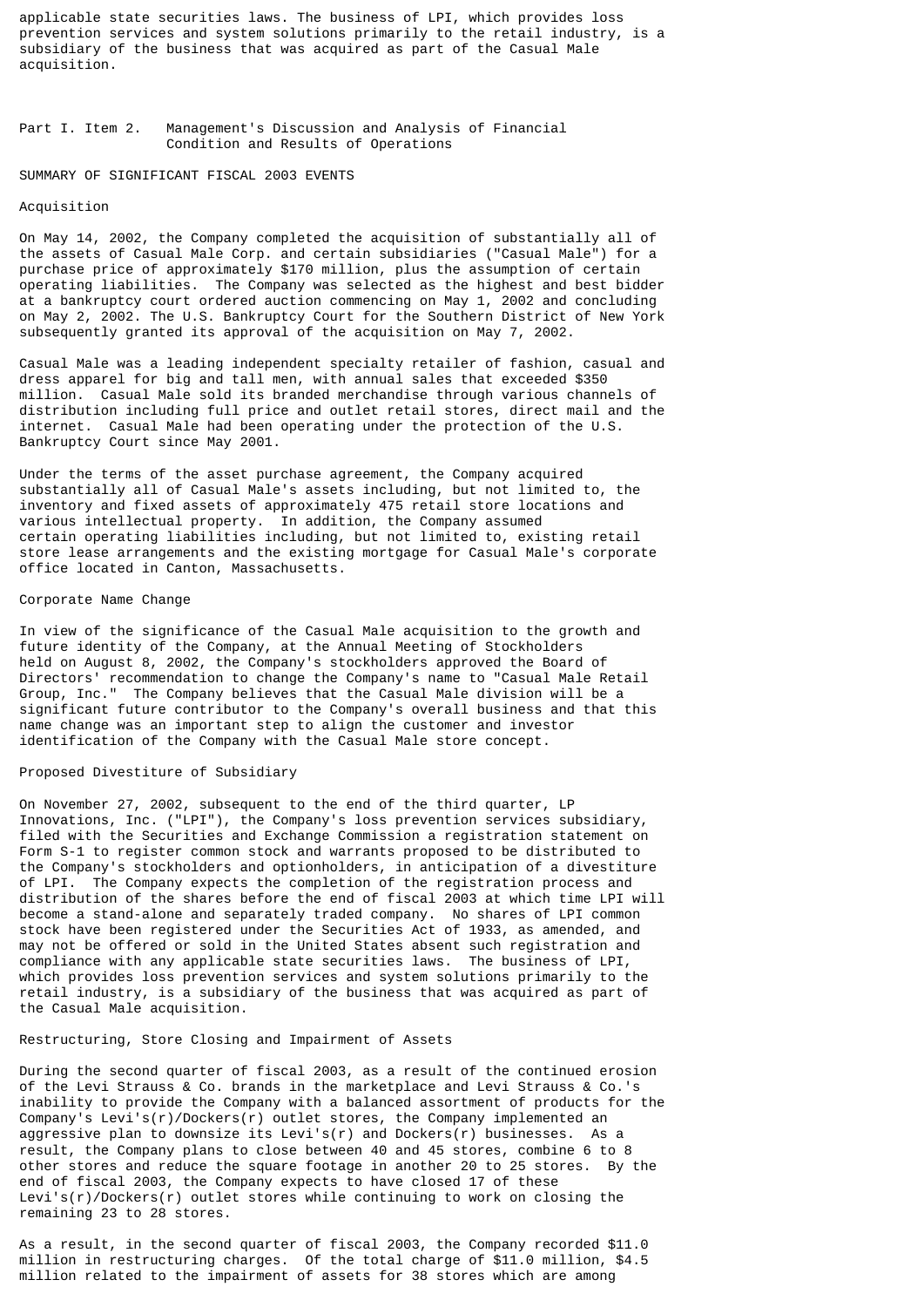applicable state securities laws. The business of LPI, which provides loss prevention services and system solutions primarily to the retail industry, is a subsidiary of the business that was acquired as part of the Casual Male acquisition.

## Part I. Item 2. Management's Discussion and Analysis of Financial Condition and Results of Operations

### SUMMARY OF SIGNIFICANT FISCAL 2003 EVENTS

#### Acquisition

On May 14, 2002, the Company completed the acquisition of substantially all of the assets of Casual Male Corp. and certain subsidiaries ("Casual Male") for a purchase price of approximately $170 million, plus the assumption of certain operating liabilities. The Company was selected as the highest and best bidder at a bankruptcy court ordered auction commencing on May 1, 2002 and concluding on May 2, 2002. The U.S. Bankruptcy Court for the Southern District of New York subsequently granted its approval of the acquisition on May 7, 2002.

Casual Male was a leading independent specialty retailer of fashion, casual and dress apparel for big and tall men, with annual sales that exceeded $350 million. Casual Male sold its branded merchandise through various channels of distribution including full price and outlet retail stores, direct mail and the internet. Casual Male had been operating under the protection of the U.S. Bankruptcy Court since May 2001.

Under the terms of the asset purchase agreement, the Company acquired substantially all of Casual Male's assets including, but not limited to, the inventory and fixed assets of approximately 475 retail store locations and various intellectual property. In addition, the Company assumed certain operating liabilities including, but not limited to, existing retail store lease arrangements and the existing mortgage for Casual Male's corporate office located in Canton, Massachusetts.

#### Corporate Name Change

In view of the significance of the Casual Male acquisition to the growth and future identity of the Company, at the Annual Meeting of Stockholders held on August 8, 2002, the Company's stockholders approved the Board of Directors' recommendation to change the Company's name to "Casual Male Retail Group, Inc." The Company believes that the Casual Male division will be a significant future contributor to the Company's overall business and that this name change was an important step to align the customer and investor identification of the Company with the Casual Male store concept.

#### Proposed Divestiture of Subsidiary

On November 27, 2002, subsequent to the end of the third quarter, LP Innovations, Inc. ("LPI"), the Company's loss prevention services subsidiary, filed with the Securities and Exchange Commission a registration statement on Form S-1 to register common stock and warrants proposed to be distributed to the Company's stockholders and optionholders, in anticipation of a divestiture of LPI. The Company expects the completion of the registration process and distribution of the shares before the end of fiscal 2003 at which time LPI will become a stand-alone and separately traded company. No shares of LPI common stock have been registered under the Securities Act of 1933, as amended, and may not be offered or sold in the United States absent such registration and compliance with any applicable state securities laws. The business of LPI, which provides loss prevention services and system solutions primarily to the retail industry, is a subsidiary of the business that was acquired as part of the Casual Male acquisition.

#### Restructuring, Store Closing and Impairment of Assets

During the second quarter of fiscal 2003, as a result of the continued erosion of the Levi Strauss & Co. brands in the marketplace and Levi Strauss & Co.'s inability to provide the Company with a balanced assortment of products for the Company's Levi's(r)/Dockers(r) outlet stores, the Company implemented an aggressive plan to downsize its Levi's(r) and Dockers(r) businesses. As a result, the Company plans to close between 40 and 45 stores, combine 6 to 8 other stores and reduce the square footage in another 20 to 25 stores. By the end of fiscal 2003, the Company expects to have closed 17 of these Levi's(r)/Dockers(r) outlet stores while continuing to work on closing the remaining 23 to 28 stores.

As a result, in the second quarter of fiscal 2003, the Company recorded $11.0 million in restructuring charges. Of the total charge of $11.0 million, $4.5 million related to the impairment of assets for 38 stores which are among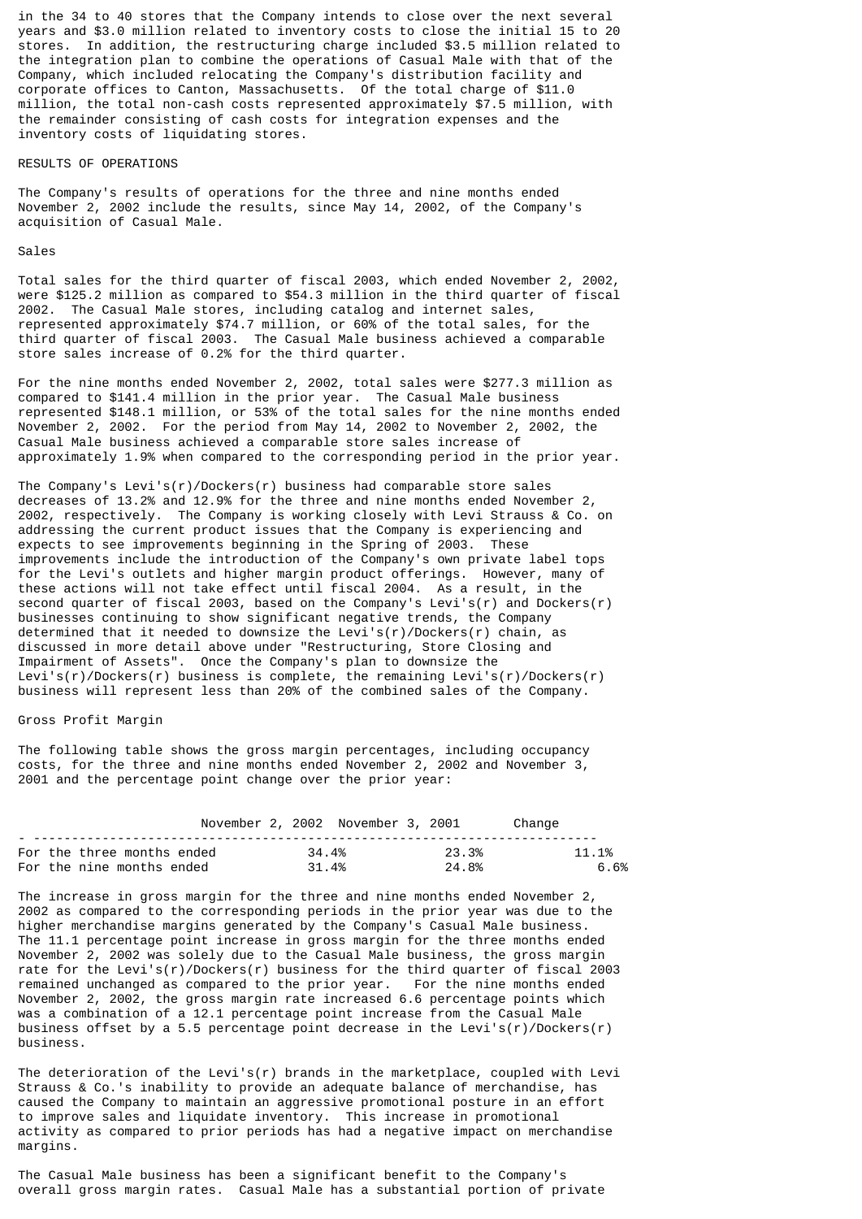in the 34 to 40 stores that the Company intends to close over the next several years and $3.0 million related to inventory costs to close the initial 15 to 20 stores. In addition, the restructuring charge included $3.5 million related to the integration plan to combine the operations of Casual Male with that of the Company, which included relocating the Company's distribution facility and corporate offices to Canton, Massachusetts. Of the total charge of $11.0 million, the total non-cash costs represented approximately $7.5 million, with the remainder consisting of cash costs for integration expenses and the inventory costs of liquidating stores.

## RESULTS OF OPERATIONS

The Company's results of operations for the three and nine months ended November 2, 2002 include the results, since May 14, 2002, of the Company's acquisition of Casual Male.

### Sales

Total sales for the third quarter of fiscal 2003, which ended November 2, 2002, were $125.2 million as compared to $54.3 million in the third quarter of fiscal 2002. The Casual Male stores, including catalog and internet sales, represented approximately $74.7 million, or 60% of the total sales, for the third quarter of fiscal 2003. The Casual Male business achieved a comparable store sales increase of 0.2% for the third quarter.

For the nine months ended November 2, 2002, total sales were $277.3 million as compared to $141.4 million in the prior year. The Casual Male business represented $148.1 million, or 53% of the total sales for the nine months ended November 2, 2002. For the period from May 14, 2002 to November 2, 2002, the Casual Male business achieved a comparable store sales increase of approximately 1.9% when compared to the corresponding period in the prior year.

The Company's Levi's(r)/Dockers(r) business had comparable store sales decreases of 13.2% and 12.9% for the three and nine months ended November 2, 2002, respectively. The Company is working closely with Levi Strauss & Co. on addressing the current product issues that the Company is experiencing and expects to see improvements beginning in the Spring of 2003. These improvements include the introduction of the Company's own private label tops for the Levi's outlets and higher margin product offerings. However, many of these actions will not take effect until fiscal 2004. As a result, in the second quarter of fiscal 2003, based on the Company's Levi's(r) and Dockers(r) businesses continuing to show significant negative trends, the Company determined that it needed to downsize the Levi's(r)/Dockers(r) chain, as discussed in more detail above under "Restructuring, Store Closing and Impairment of Assets". Once the Company's plan to downsize the Levi's(r)/Dockers(r) business is complete, the remaining Levi's(r)/Dockers(r) business will represent less than 20% of the combined sales of the Company.

### Gross Profit Margin

The following table shows the gross margin percentages, including occupancy costs, for the three and nine months ended November 2, 2002 and November 3, 2001 and the percentage point change over the prior year:

| | November 2, 2002 | November 3, 2001 | Change |
|---|---|---|---|
| For the three months ended | 34.4% | 23.3% | 11.1% |
| For the nine months ended | 31.4% | 24.8% | 6.6% |

The increase in gross margin for the three and nine months ended November 2, 2002 as compared to the corresponding periods in the prior year was due to the higher merchandise margins generated by the Company's Casual Male business. The 11.1 percentage point increase in gross margin for the three months ended November 2, 2002 was solely due to the Casual Male business, the gross margin rate for the Levi's(r)/Dockers(r) business for the third quarter of fiscal 2003 remained unchanged as compared to the prior year. For the nine months ended November 2, 2002, the gross margin rate increased 6.6 percentage points which was a combination of a 12.1 percentage point increase from the Casual Male business offset by a 5.5 percentage point decrease in the Levi's(r)/Dockers(r) business.

The deterioration of the Levi's(r) brands in the marketplace, coupled with Levi Strauss & Co.'s inability to provide an adequate balance of merchandise, has caused the Company to maintain an aggressive promotional posture in an effort to improve sales and liquidate inventory. This increase in promotional activity as compared to prior periods has had a negative impact on merchandise margins.

The Casual Male business has been a significant benefit to the Company's overall gross margin rates. Casual Male has a substantial portion of private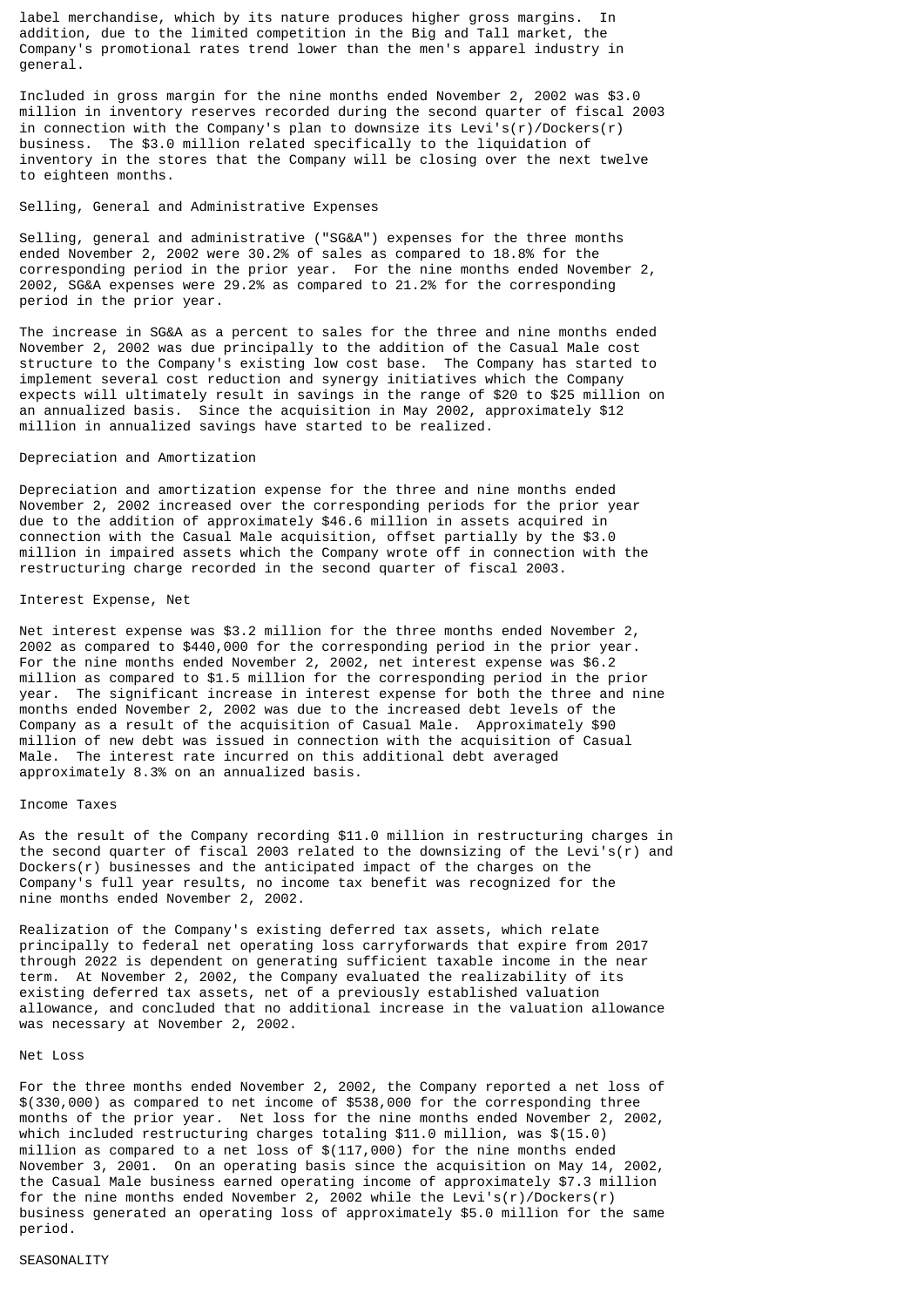label merchandise, which by its nature produces higher gross margins. In addition, due to the limited competition in the Big and Tall market, the Company's promotional rates trend lower than the men's apparel industry in general.

Included in gross margin for the nine months ended November 2, 2002 was $3.0 million in inventory reserves recorded during the second quarter of fiscal 2003 in connection with the Company's plan to downsize its Levi's(r)/Dockers(r) business. The $3.0 million related specifically to the liquidation of inventory in the stores that the Company will be closing over the next twelve to eighteen months.

### Selling, General and Administrative Expenses

Selling, general and administrative ("SG&A") expenses for the three months ended November 2, 2002 were 30.2% of sales as compared to 18.8% for the corresponding period in the prior year. For the nine months ended November 2, 2002, SG&A expenses were 29.2% as compared to 21.2% for the corresponding period in the prior year.

The increase in SG&A as a percent to sales for the three and nine months ended November 2, 2002 was due principally to the addition of the Casual Male cost structure to the Company's existing low cost base. The Company has started to implement several cost reduction and synergy initiatives which the Company expects will ultimately result in savings in the range of $20 to $25 million on an annualized basis. Since the acquisition in May 2002, approximately $12 million in annualized savings have started to be realized.

### Depreciation and Amortization

Depreciation and amortization expense for the three and nine months ended November 2, 2002 increased over the corresponding periods for the prior year due to the addition of approximately $46.6 million in assets acquired in connection with the Casual Male acquisition, offset partially by the $3.0 million in impaired assets which the Company wrote off in connection with the restructuring charge recorded in the second quarter of fiscal 2003.

### Interest Expense, Net

Net interest expense was $3.2 million for the three months ended November 2, 2002 as compared to $440,000 for the corresponding period in the prior year. For the nine months ended November 2, 2002, net interest expense was $6.2 million as compared to $1.5 million for the corresponding period in the prior year. The significant increase in interest expense for both the three and nine months ended November 2, 2002 was due to the increased debt levels of the Company as a result of the acquisition of Casual Male. Approximately $90 million of new debt was issued in connection with the acquisition of Casual Male. The interest rate incurred on this additional debt averaged approximately 8.3% on an annualized basis.

### Income Taxes

As the result of the Company recording $11.0 million in restructuring charges in the second quarter of fiscal 2003 related to the downsizing of the Levi's(r) and Dockers(r) businesses and the anticipated impact of the charges on the Company's full year results, no income tax benefit was recognized for the nine months ended November 2, 2002.

Realization of the Company's existing deferred tax assets, which relate principally to federal net operating loss carryforwards that expire from 2017 through 2022 is dependent on generating sufficient taxable income in the near term. At November 2, 2002, the Company evaluated the realizability of its existing deferred tax assets, net of a previously established valuation allowance, and concluded that no additional increase in the valuation allowance was necessary at November 2, 2002.

### Net Loss

For the three months ended November 2, 2002, the Company reported a net loss of $(330,000) as compared to net income of $538,000 for the corresponding three months of the prior year. Net loss for the nine months ended November 2, 2002, which included restructuring charges totaling $11.0 million, was $(15.0) million as compared to a net loss of $(117,000) for the nine months ended November 3, 2001. On an operating basis since the acquisition on May 14, 2002, the Casual Male business earned operating income of approximately $7.3 million for the nine months ended November 2, 2002 while the Levi's(r)/Dockers(r) business generated an operating loss of approximately $5.0 million for the same period.

## SEASONALITY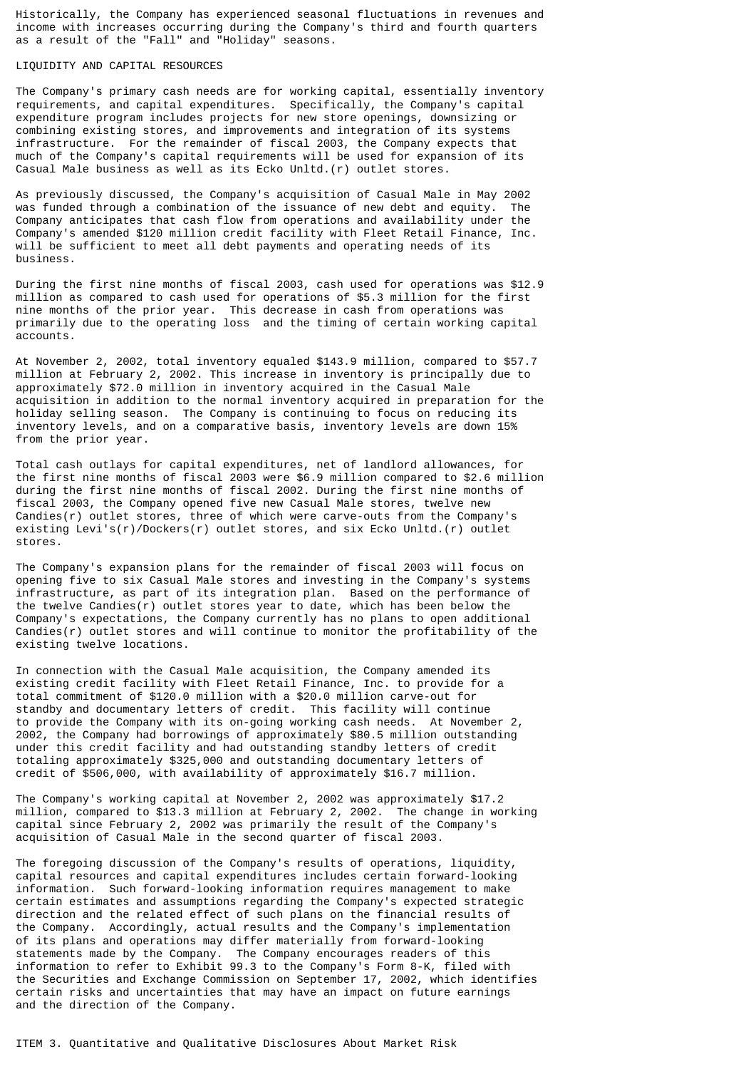Historically, the Company has experienced seasonal fluctuations in revenues and income with increases occurring during the Company's third and fourth quarters as a result of the "Fall" and "Holiday" seasons.

## LIQUIDITY AND CAPITAL RESOURCES

The Company's primary cash needs are for working capital, essentially inventory requirements, and capital expenditures. Specifically, the Company's capital expenditure program includes projects for new store openings, downsizing or combining existing stores, and improvements and integration of its systems infrastructure. For the remainder of fiscal 2003, the Company expects that much of the Company's capital requirements will be used for expansion of its Casual Male business as well as its Ecko Unltd.(r) outlet stores.

As previously discussed, the Company's acquisition of Casual Male in May 2002 was funded through a combination of the issuance of new debt and equity. The Company anticipates that cash flow from operations and availability under the Company's amended $120 million credit facility with Fleet Retail Finance, Inc. will be sufficient to meet all debt payments and operating needs of its business.

During the first nine months of fiscal 2003, cash used for operations was $12.9 million as compared to cash used for operations of $5.3 million for the first nine months of the prior year. This decrease in cash from operations was primarily due to the operating loss and the timing of certain working capital accounts.

At November 2, 2002, total inventory equaled $143.9 million, compared to $57.7 million at February 2, 2002. This increase in inventory is principally due to approximately $72.0 million in inventory acquired in the Casual Male acquisition in addition to the normal inventory acquired in preparation for the holiday selling season. The Company is continuing to focus on reducing its inventory levels, and on a comparative basis, inventory levels are down 15% from the prior year.

Total cash outlays for capital expenditures, net of landlord allowances, for the first nine months of fiscal 2003 were $6.9 million compared to $2.6 million during the first nine months of fiscal 2002. During the first nine months of fiscal 2003, the Company opened five new Casual Male stores, twelve new Candies(r) outlet stores, three of which were carve-outs from the Company's existing Levi's(r)/Dockers(r) outlet stores, and six Ecko Unltd.(r) outlet stores.

The Company's expansion plans for the remainder of fiscal 2003 will focus on opening five to six Casual Male stores and investing in the Company's systems infrastructure, as part of its integration plan. Based on the performance of the twelve Candies(r) outlet stores year to date, which has been below the Company's expectations, the Company currently has no plans to open additional Candies(r) outlet stores and will continue to monitor the profitability of the existing twelve locations.

In connection with the Casual Male acquisition, the Company amended its existing credit facility with Fleet Retail Finance, Inc. to provide for a total commitment of $120.0 million with a $20.0 million carve-out for standby and documentary letters of credit. This facility will continue to provide the Company with its on-going working cash needs. At November 2, 2002, the Company had borrowings of approximately $80.5 million outstanding under this credit facility and had outstanding standby letters of credit totaling approximately $325,000 and outstanding documentary letters of credit of $506,000, with availability of approximately $16.7 million.

The Company's working capital at November 2, 2002 was approximately $17.2 million, compared to $13.3 million at February 2, 2002. The change in working capital since February 2, 2002 was primarily the result of the Company's acquisition of Casual Male in the second quarter of fiscal 2003.

The foregoing discussion of the Company's results of operations, liquidity, capital resources and capital expenditures includes certain forward-looking information. Such forward-looking information requires management to make certain estimates and assumptions regarding the Company's expected strategic direction and the related effect of such plans on the financial results of the Company. Accordingly, actual results and the Company's implementation of its plans and operations may differ materially from forward-looking statements made by the Company. The Company encourages readers of this information to refer to Exhibit 99.3 to the Company's Form 8-K, filed with the Securities and Exchange Commission on September 17, 2002, which identifies certain risks and uncertainties that may have an impact on future earnings and the direction of the Company.

## ITEM 3. Quantitative and Qualitative Disclosures About Market Risk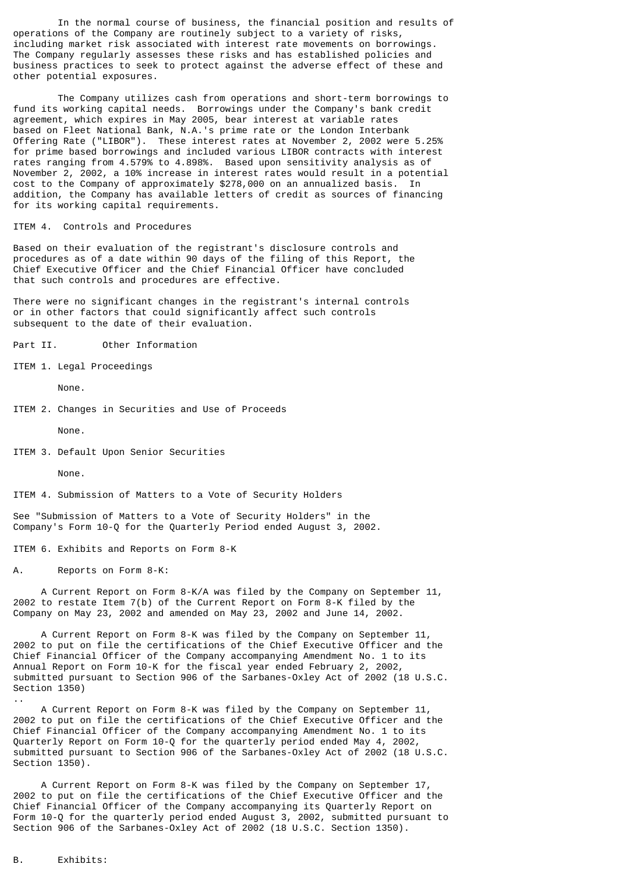In the normal course of business, the financial position and results of operations of the Company are routinely subject to a variety of risks, including market risk associated with interest rate movements on borrowings. The Company regularly assesses these risks and has established policies and business practices to seek to protect against the adverse effect of these and other potential exposures.

The Company utilizes cash from operations and short-term borrowings to fund its working capital needs. Borrowings under the Company's bank credit agreement, which expires in May 2005, bear interest at variable rates based on Fleet National Bank, N.A.'s prime rate or the London Interbank Offering Rate ("LIBOR"). These interest rates at November 2, 2002 were 5.25% for prime based borrowings and included various LIBOR contracts with interest rates ranging from 4.579% to 4.898%. Based upon sensitivity analysis as of November 2, 2002, a 10% increase in interest rates would result in a potential cost to the Company of approximately $278,000 on an annualized basis. In addition, the Company has available letters of credit as sources of financing for its working capital requirements.

## ITEM 4. Controls and Procedures

Based on their evaluation of the registrant's disclosure controls and procedures as of a date within 90 days of the filing of this Report, the Chief Executive Officer and the Chief Financial Officer have concluded that such controls and procedures are effective.

There were no significant changes in the registrant's internal controls or in other factors that could significantly affect such controls subsequent to the date of their evaluation.

# Part II. Other Information

## ITEM 1. Legal Proceedings

None.

## ITEM 2. Changes in Securities and Use of Proceeds

None.

## ITEM 3. Default Upon Senior Securities

None.

## ITEM 4. Submission of Matters to a Vote of Security Holders

See "Submission of Matters to a Vote of Security Holders" in the Company's Form 10-Q for the Quarterly Period ended August 3, 2002.

## ITEM 6. Exhibits and Reports on Form 8-K

A. Reports on Form 8-K:

A Current Report on Form 8-K/A was filed by the Company on September 11, 2002 to restate Item 7(b) of the Current Report on Form 8-K filed by the Company on May 23, 2002 and amended on May 23, 2002 and June 14, 2002.

A Current Report on Form 8-K was filed by the Company on September 11, 2002 to put on file the certifications of the Chief Executive Officer and the Chief Financial Officer of the Company accompanying Amendment No. 1 to its Annual Report on Form 10-K for the fiscal year ended February 2, 2002, submitted pursuant to Section 906 of the Sarbanes-Oxley Act of 2002 (18 U.S.C. Section 1350)
..

A Current Report on Form 8-K was filed by the Company on September 11, 2002 to put on file the certifications of the Chief Executive Officer and the Chief Financial Officer of the Company accompanying Amendment No. 1 to its Quarterly Report on Form 10-Q for the quarterly period ended May 4, 2002, submitted pursuant to Section 906 of the Sarbanes-Oxley Act of 2002 (18 U.S.C. Section 1350).

A Current Report on Form 8-K was filed by the Company on September 17, 2002 to put on file the certifications of the Chief Executive Officer and the Chief Financial Officer of the Company accompanying its Quarterly Report on Form 10-Q for the quarterly period ended August 3, 2002, submitted pursuant to Section 906 of the Sarbanes-Oxley Act of 2002 (18 U.S.C. Section 1350).

B. Exhibits: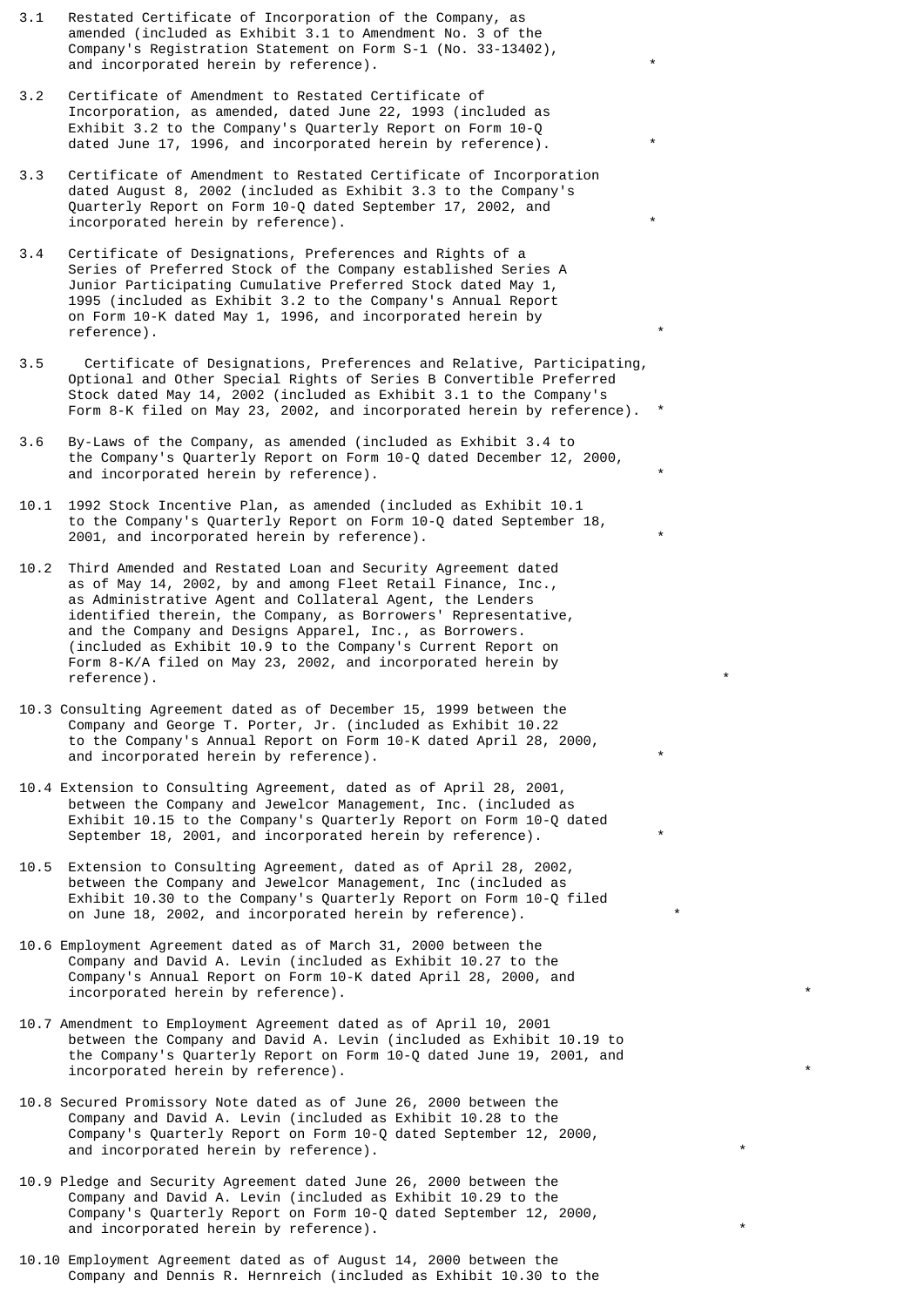3.1 Restated Certificate of Incorporation of the Company, as amended (included as Exhibit 3.1 to Amendment No. 3 of the Company's Registration Statement on Form S-1 (No. 33-13402), and incorporated herein by reference). *

3.2 Certificate of Amendment to Restated Certificate of Incorporation, as amended, dated June 22, 1993 (included as Exhibit 3.2 to the Company's Quarterly Report on Form 10-Q dated June 17, 1996, and incorporated herein by reference). *

3.3 Certificate of Amendment to Restated Certificate of Incorporation dated August 8, 2002 (included as Exhibit 3.3 to the Company's Quarterly Report on Form 10-Q dated September 17, 2002, and incorporated herein by reference). *

3.4 Certificate of Designations, Preferences and Rights of a Series of Preferred Stock of the Company established Series A Junior Participating Cumulative Preferred Stock dated May 1, 1995 (included as Exhibit 3.2 to the Company's Annual Report on Form 10-K dated May 1, 1996, and incorporated herein by reference). *

3.5 Certificate of Designations, Preferences and Relative, Participating, Optional and Other Special Rights of Series B Convertible Preferred Stock dated May 14, 2002 (included as Exhibit 3.1 to the Company's Form 8-K filed on May 23, 2002, and incorporated herein by reference). *

3.6 By-Laws of the Company, as amended (included as Exhibit 3.4 to the Company's Quarterly Report on Form 10-Q dated December 12, 2000, and incorporated herein by reference). *

10.1 1992 Stock Incentive Plan, as amended (included as Exhibit 10.1 to the Company's Quarterly Report on Form 10-Q dated September 18, 2001, and incorporated herein by reference). *

10.2 Third Amended and Restated Loan and Security Agreement dated as of May 14, 2002, by and among Fleet Retail Finance, Inc., as Administrative Agent and Collateral Agent, the Lenders identified therein, the Company, as Borrowers' Representative, and the Company and Designs Apparel, Inc., as Borrowers. (included as Exhibit 10.9 to the Company's Current Report on Form 8-K/A filed on May 23, 2002, and incorporated herein by reference). *

10.3 Consulting Agreement dated as of December 15, 1999 between the Company and George T. Porter, Jr. (included as Exhibit 10.22 to the Company's Annual Report on Form 10-K dated April 28, 2000, and incorporated herein by reference). *

10.4 Extension to Consulting Agreement, dated as of April 28, 2001, between the Company and Jewelcor Management, Inc. (included as Exhibit 10.15 to the Company's Quarterly Report on Form 10-Q dated September 18, 2001, and incorporated herein by reference). *

10.5 Extension to Consulting Agreement, dated as of April 28, 2002, between the Company and Jewelcor Management, Inc (included as Exhibit 10.30 to the Company's Quarterly Report on Form 10-Q filed on June 18, 2002, and incorporated herein by reference). *

10.6 Employment Agreement dated as of March 31, 2000 between the Company and David A. Levin (included as Exhibit 10.27 to the Company's Annual Report on Form 10-K dated April 28, 2000, and incorporated herein by reference). *

10.7 Amendment to Employment Agreement dated as of April 10, 2001 between the Company and David A. Levin (included as Exhibit 10.19 to the Company's Quarterly Report on Form 10-Q dated June 19, 2001, and incorporated herein by reference). *

10.8 Secured Promissory Note dated as of June 26, 2000 between the Company and David A. Levin (included as Exhibit 10.28 to the Company's Quarterly Report on Form 10-Q dated September 12, 2000, and incorporated herein by reference). *

10.9 Pledge and Security Agreement dated June 26, 2000 between the Company and David A. Levin (included as Exhibit 10.29 to the Company's Quarterly Report on Form 10-Q dated September 12, 2000, and incorporated herein by reference). *

10.10 Employment Agreement dated as of August 14, 2000 between the Company and Dennis R. Hernreich (included as Exhibit 10.30 to the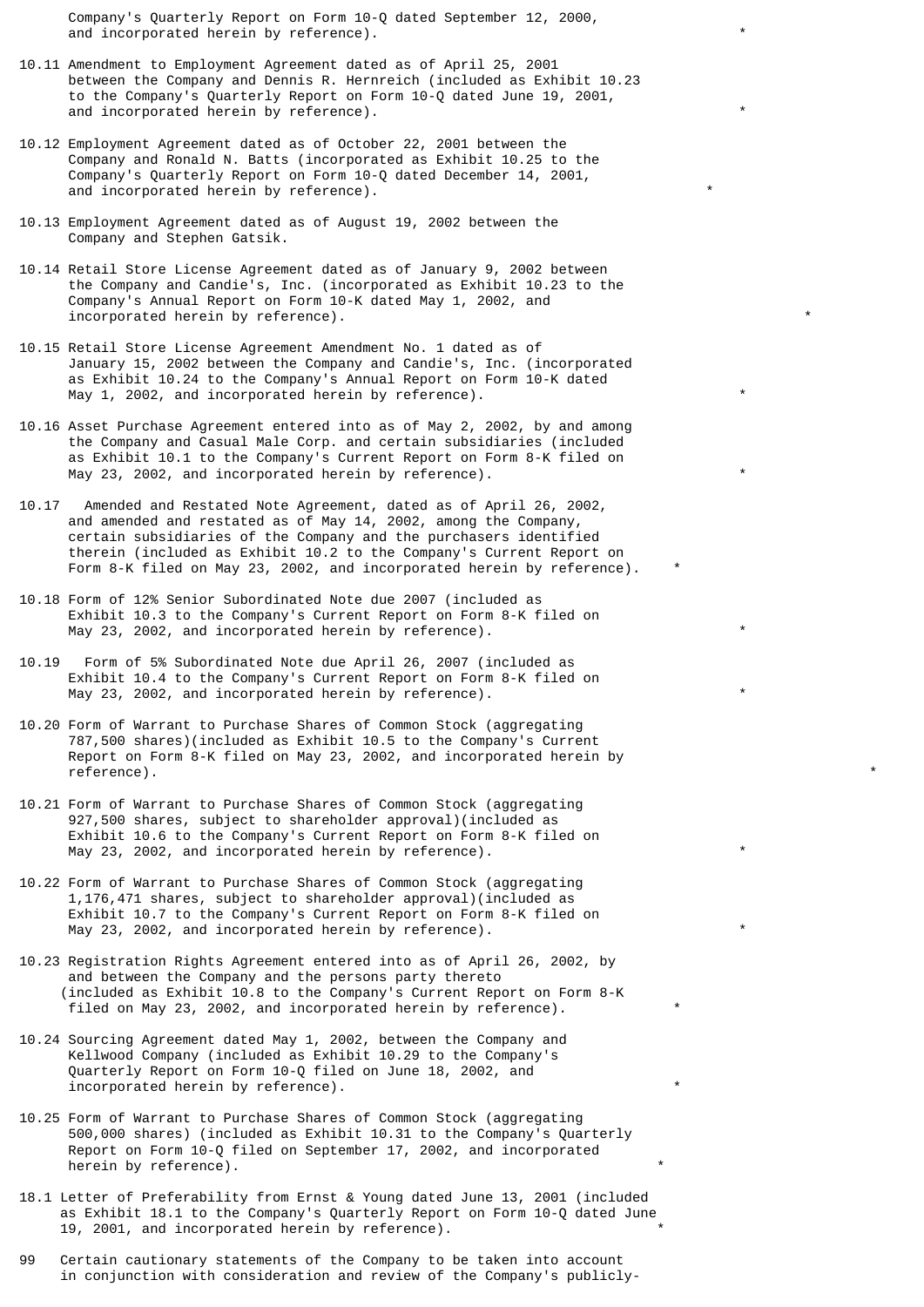Company's Quarterly Report on Form 10-Q dated September 12, 2000, and incorporated herein by reference). *

10.11 Amendment to Employment Agreement dated as of April 25, 2001 between the Company and Dennis R. Hernreich (included as Exhibit 10.23 to the Company's Quarterly Report on Form 10-Q dated June 19, 2001, and incorporated herein by reference). *

10.12 Employment Agreement dated as of October 22, 2001 between the Company and Ronald N. Batts (incorporated as Exhibit 10.25 to the Company's Quarterly Report on Form 10-Q dated December 14, 2001, and incorporated herein by reference). *

10.13 Employment Agreement dated as of August 19, 2002 between the Company and Stephen Gatsik.

10.14 Retail Store License Agreement dated as of January 9, 2002 between the Company and Candie's, Inc. (incorporated as Exhibit 10.23 to the Company's Annual Report on Form 10-K dated May 1, 2002, and incorporated herein by reference). *

10.15 Retail Store License Agreement Amendment No. 1 dated as of January 15, 2002 between the Company and Candie's, Inc. (incorporated as Exhibit 10.24 to the Company's Annual Report on Form 10-K dated May 1, 2002, and incorporated herein by reference). *

10.16 Asset Purchase Agreement entered into as of May 2, 2002, by and among the Company and Casual Male Corp. and certain subsidiaries (included as Exhibit 10.1 to the Company's Current Report on Form 8-K filed on May 23, 2002, and incorporated herein by reference). *

10.17 Amended and Restated Note Agreement, dated as of April 26, 2002, and amended and restated as of May 14, 2002, among the Company, certain subsidiaries of the Company and the purchasers identified therein (included as Exhibit 10.2 to the Company's Current Report on Form 8-K filed on May 23, 2002, and incorporated herein by reference). *

10.18 Form of 12% Senior Subordinated Note due 2007 (included as Exhibit 10.3 to the Company's Current Report on Form 8-K filed on May 23, 2002, and incorporated herein by reference). *

10.19 Form of 5% Subordinated Note due April 26, 2007 (included as Exhibit 10.4 to the Company's Current Report on Form 8-K filed on May 23, 2002, and incorporated herein by reference). *

10.20 Form of Warrant to Purchase Shares of Common Stock (aggregating 787,500 shares)(included as Exhibit 10.5 to the Company's Current Report on Form 8-K filed on May 23, 2002, and incorporated herein by reference). *

10.21 Form of Warrant to Purchase Shares of Common Stock (aggregating 927,500 shares, subject to shareholder approval)(included as Exhibit 10.6 to the Company's Current Report on Form 8-K filed on May 23, 2002, and incorporated herein by reference). *

10.22 Form of Warrant to Purchase Shares of Common Stock (aggregating 1,176,471 shares, subject to shareholder approval)(included as Exhibit 10.7 to the Company's Current Report on Form 8-K filed on May 23, 2002, and incorporated herein by reference). *

10.23 Registration Rights Agreement entered into as of April 26, 2002, by and between the Company and the persons party thereto (included as Exhibit 10.8 to the Company's Current Report on Form 8-K filed on May 23, 2002, and incorporated herein by reference). *

10.24 Sourcing Agreement dated May 1, 2002, between the Company and Kellwood Company (included as Exhibit 10.29 to the Company's Quarterly Report on Form 10-Q filed on June 18, 2002, and incorporated herein by reference). *

10.25 Form of Warrant to Purchase Shares of Common Stock (aggregating 500,000 shares) (included as Exhibit 10.31 to the Company's Quarterly Report on Form 10-Q filed on September 17, 2002, and incorporated herein by reference). *

18.1 Letter of Preferability from Ernst & Young dated June 13, 2001 (included as Exhibit 18.1 to the Company's Quarterly Report on Form 10-Q dated June 19, 2001, and incorporated herein by reference). *

99 Certain cautionary statements of the Company to be taken into account in conjunction with consideration and review of the Company's publicly-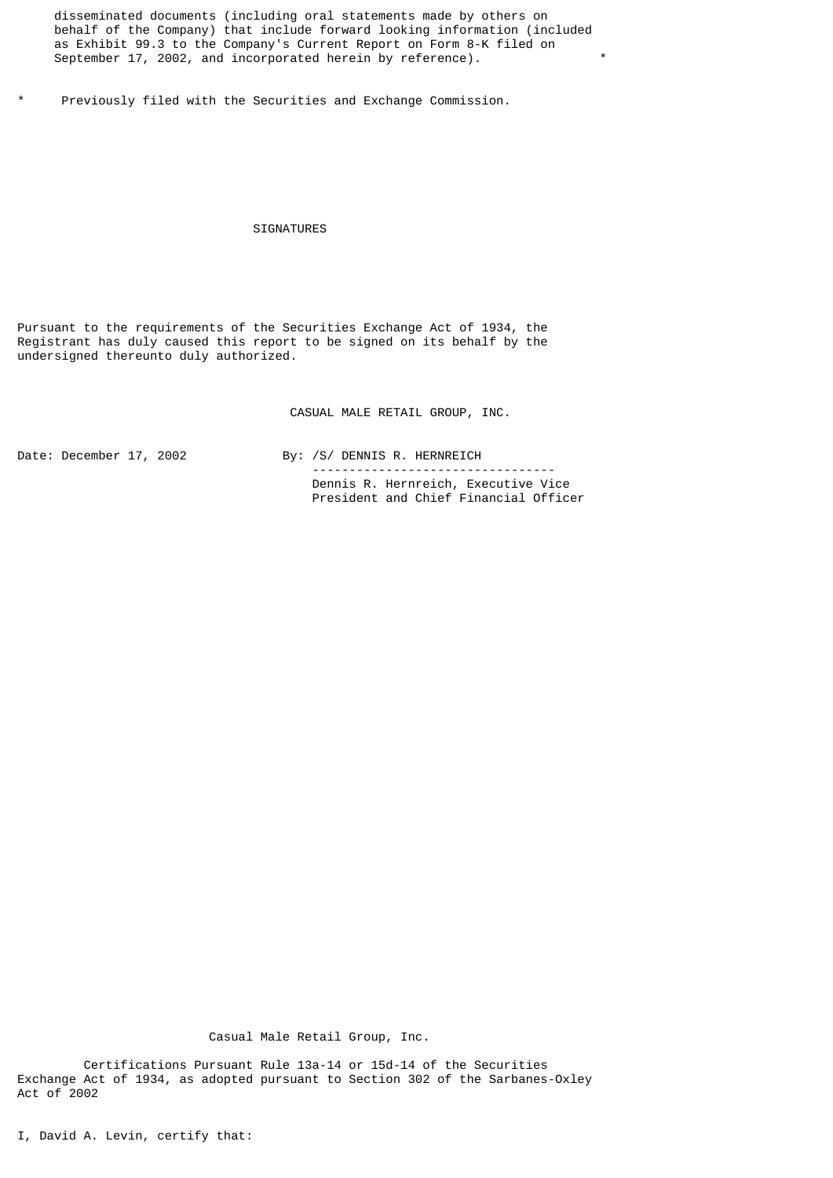disseminated documents (including oral statements made by others on behalf of the Company) that include forward looking information (included as Exhibit 99.3 to the Company's Current Report on Form 8-K filed on September 17, 2002, and incorporated herein by reference). *

\* Previously filed with the Securities and Exchange Commission.

## SIGNATURES

Pursuant to the requirements of the Securities Exchange Act of 1934, the Registrant has duly caused this report to be signed on its behalf by the undersigned thereunto duly authorized.

CASUAL MALE RETAIL GROUP, INC.

Date: December 17, 2002

By: /S/ DENNIS R. HERNREICH
---------------------------------
Dennis R. Hernreich, Executive Vice President and Chief Financial Officer

Casual Male Retail Group, Inc.

Certifications Pursuant Rule 13a-14 or 15d-14 of the Securities Exchange Act of 1934, as adopted pursuant to Section 302 of the Sarbanes-Oxley Act of 2002

I, David A. Levin, certify that: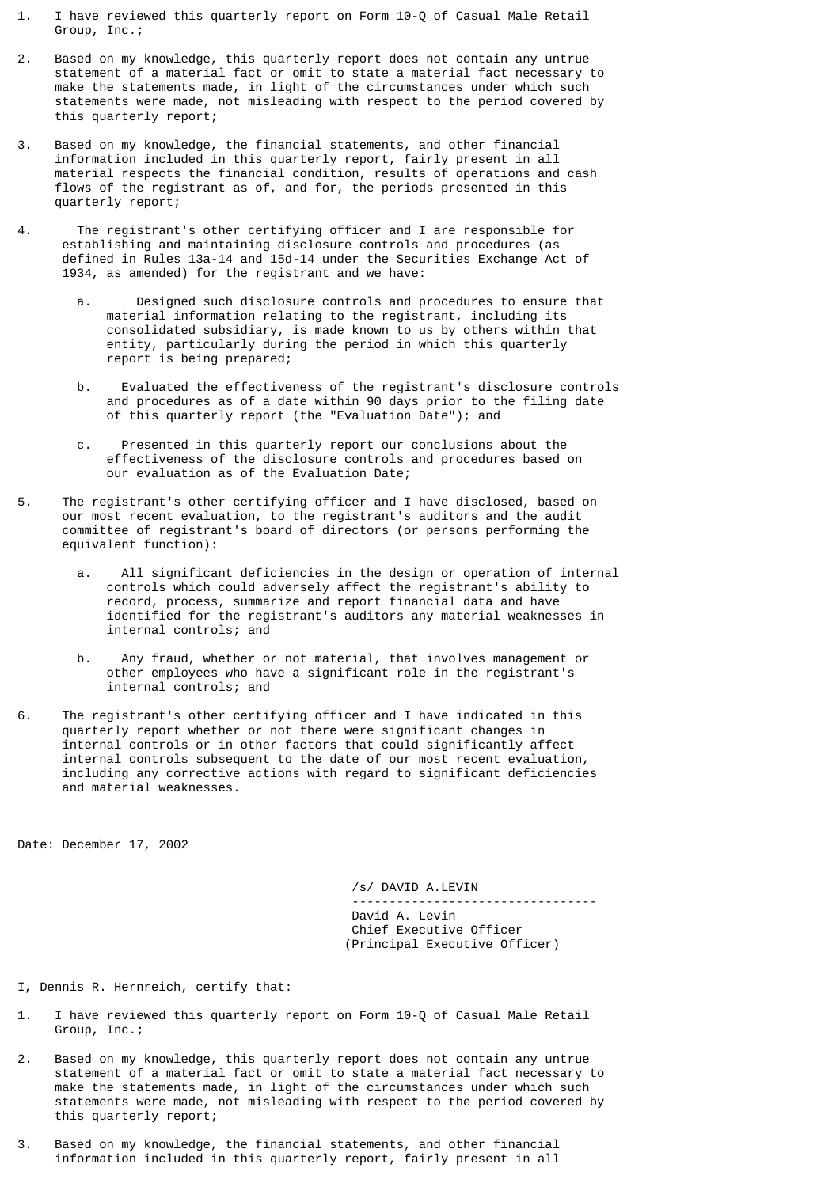1. I have reviewed this quarterly report on Form 10-Q of Casual Male Retail Group, Inc.;

2. Based on my knowledge, this quarterly report does not contain any untrue statement of a material fact or omit to state a material fact necessary to make the statements made, in light of the circumstances under which such statements were made, not misleading with respect to the period covered by this quarterly report;

3. Based on my knowledge, the financial statements, and other financial information included in this quarterly report, fairly present in all material respects the financial condition, results of operations and cash flows of the registrant as of, and for, the periods presented in this quarterly report;

4. The registrant's other certifying officer and I are responsible for establishing and maintaining disclosure controls and procedures (as defined in Rules 13a-14 and 15d-14 under the Securities Exchange Act of 1934, as amended) for the registrant and we have:

   a. Designed such disclosure controls and procedures to ensure that material information relating to the registrant, including its consolidated subsidiary, is made known to us by others within that entity, particularly during the period in which this quarterly report is being prepared;

   b. Evaluated the effectiveness of the registrant's disclosure controls and procedures as of a date within 90 days prior to the filing date of this quarterly report (the "Evaluation Date"); and

   c. Presented in this quarterly report our conclusions about the effectiveness of the disclosure controls and procedures based on our evaluation as of the Evaluation Date;

5. The registrant's other certifying officer and I have disclosed, based on our most recent evaluation, to the registrant's auditors and the audit committee of registrant's board of directors (or persons performing the equivalent function):

   a. All significant deficiencies in the design or operation of internal controls which could adversely affect the registrant's ability to record, process, summarize and report financial data and have identified for the registrant's auditors any material weaknesses in internal controls; and

   b. Any fraud, whether or not material, that involves management or other employees who have a significant role in the registrant's internal controls; and

6. The registrant's other certifying officer and I have indicated in this quarterly report whether or not there were significant changes in internal controls or in other factors that could significantly affect internal controls subsequent to the date of our most recent evaluation, including any corrective actions with regard to significant deficiencies and material weaknesses.

Date: December 17, 2002

/s/ DAVID A.LEVIN

---

David A. Levin
Chief Executive Officer
(Principal Executive Officer)

I, Dennis R. Hernreich, certify that:

1. I have reviewed this quarterly report on Form 10-Q of Casual Male Retail Group, Inc.;

2. Based on my knowledge, this quarterly report does not contain any untrue statement of a material fact or omit to state a material fact necessary to make the statements made, in light of the circumstances under which such statements were made, not misleading with respect to the period covered by this quarterly report;

3. Based on my knowledge, the financial statements, and other financial information included in this quarterly report, fairly present in all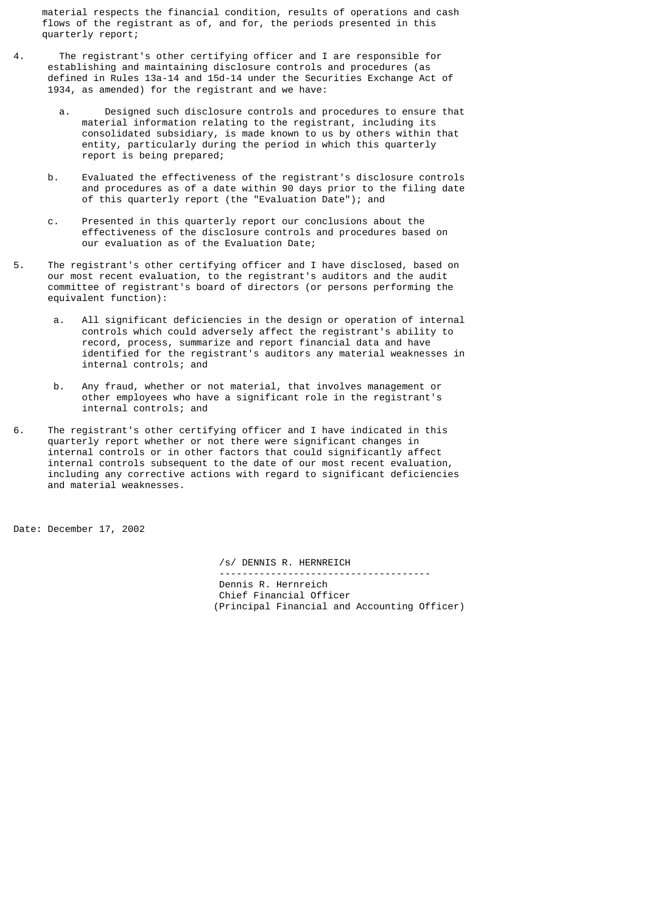material respects the financial condition, results of operations and cash flows of the registrant as of, and for, the periods presented in this quarterly report;

4. The registrant's other certifying officer and I are responsible for establishing and maintaining disclosure controls and procedures (as defined in Rules 13a-14 and 15d-14 under the Securities Exchange Act of 1934, as amended) for the registrant and we have:

   a. Designed such disclosure controls and procedures to ensure that material information relating to the registrant, including its consolidated subsidiary, is made known to us by others within that entity, particularly during the period in which this quarterly report is being prepared;

   b. Evaluated the effectiveness of the registrant's disclosure controls and procedures as of a date within 90 days prior to the filing date of this quarterly report (the "Evaluation Date"); and

   c. Presented in this quarterly report our conclusions about the effectiveness of the disclosure controls and procedures based on our evaluation as of the Evaluation Date;

5. The registrant's other certifying officer and I have disclosed, based on our most recent evaluation, to the registrant's auditors and the audit committee of registrant's board of directors (or persons performing the equivalent function):

   a. All significant deficiencies in the design or operation of internal controls which could adversely affect the registrant's ability to record, process, summarize and report financial data and have identified for the registrant's auditors any material weaknesses in internal controls; and

   b. Any fraud, whether or not material, that involves management or other employees who have a significant role in the registrant's internal controls; and

6. The registrant's other certifying officer and I have indicated in this quarterly report whether or not there were significant changes in internal controls or in other factors that could significantly affect internal controls subsequent to the date of our most recent evaluation, including any corrective actions with regard to significant deficiencies and material weaknesses.

Date: December 17, 2002

/s/ DENNIS R. HERNREICH

-------------------------------------

Dennis R. Hernreich
Chief Financial Officer
(Principal Financial and Accounting Officer)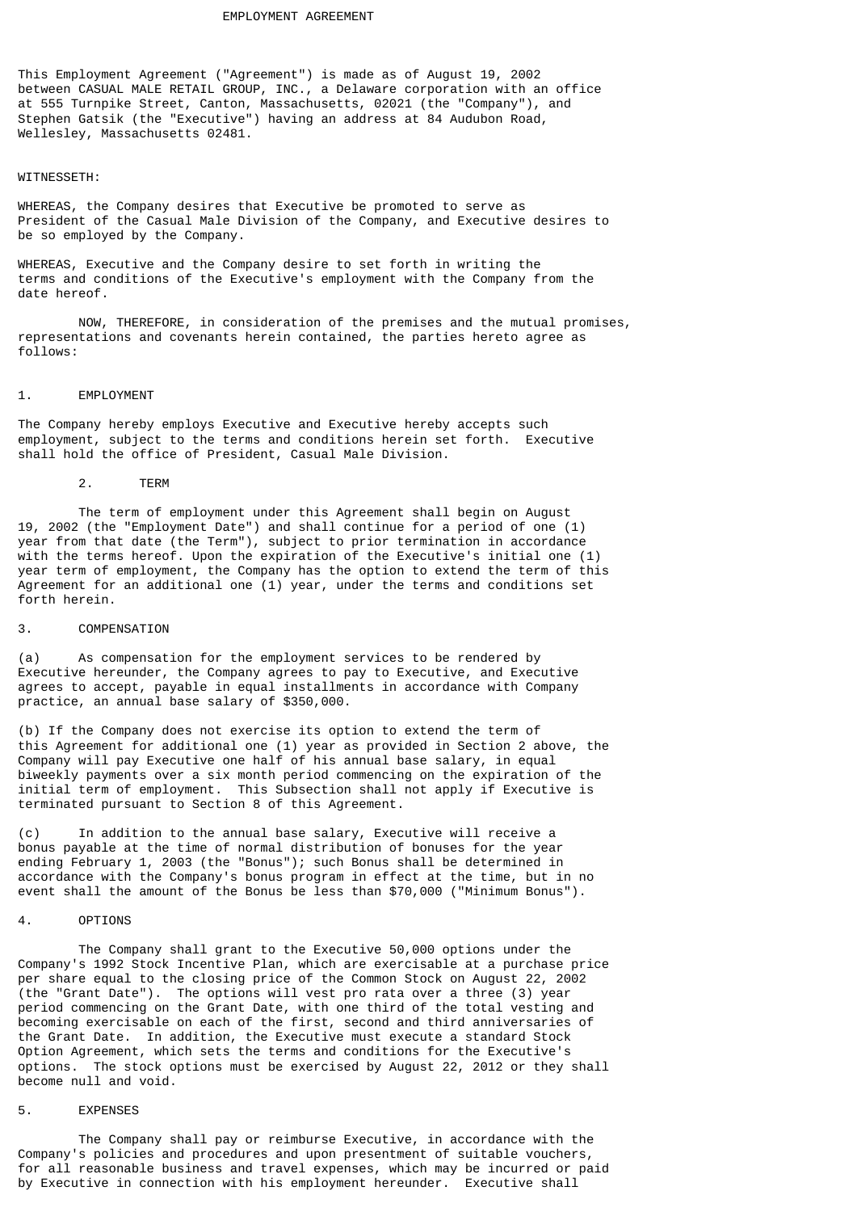# EMPLOYMENT AGREEMENT

This Employment Agreement ("Agreement") is made as of August 19, 2002 between CASUAL MALE RETAIL GROUP, INC., a Delaware corporation with an office at 555 Turnpike Street, Canton, Massachusetts, 02021 (the "Company"), and Stephen Gatsik (the "Executive") having an address at 84 Audubon Road, Wellesley, Massachusetts 02481.

WITNESSETH:

WHEREAS, the Company desires that Executive be promoted to serve as President of the Casual Male Division of the Company, and Executive desires to be so employed by the Company.

WHEREAS, Executive and the Company desire to set forth in writing the terms and conditions of the Executive's employment with the Company from the date hereof.

NOW, THEREFORE, in consideration of the premises and the mutual promises, representations and covenants herein contained, the parties hereto agree as follows:

## 1. EMPLOYMENT

The Company hereby employs Executive and Executive hereby accepts such employment, subject to the terms and conditions herein set forth. Executive shall hold the office of President, Casual Male Division.

## 2. TERM

The term of employment under this Agreement shall begin on August 19, 2002 (the "Employment Date") and shall continue for a period of one (1) year from that date (the Term"), subject to prior termination in accordance with the terms hereof. Upon the expiration of the Executive's initial one (1) year term of employment, the Company has the option to extend the term of this Agreement for an additional one (1) year, under the terms and conditions set forth herein.

## 3. COMPENSATION

(a) As compensation for the employment services to be rendered by Executive hereunder, the Company agrees to pay to Executive, and Executive agrees to accept, payable in equal installments in accordance with Company practice, an annual base salary of $350,000.

(b) If the Company does not exercise its option to extend the term of this Agreement for additional one (1) year as provided in Section 2 above, the Company will pay Executive one half of his annual base salary, in equal biweekly payments over a six month period commencing on the expiration of the initial term of employment. This Subsection shall not apply if Executive is terminated pursuant to Section 8 of this Agreement.

(c) In addition to the annual base salary, Executive will receive a bonus payable at the time of normal distribution of bonuses for the year ending February 1, 2003 (the "Bonus"); such Bonus shall be determined in accordance with the Company's bonus program in effect at the time, but in no event shall the amount of the Bonus be less than $70,000 ("Minimum Bonus").

## 4. OPTIONS

The Company shall grant to the Executive 50,000 options under the Company's 1992 Stock Incentive Plan, which are exercisable at a purchase price per share equal to the closing price of the Common Stock on August 22, 2002 (the "Grant Date"). The options will vest pro rata over a three (3) year period commencing on the Grant Date, with one third of the total vesting and becoming exercisable on each of the first, second and third anniversaries of the Grant Date. In addition, the Executive must execute a standard Stock Option Agreement, which sets the terms and conditions for the Executive's options. The stock options must be exercised by August 22, 2012 or they shall become null and void.

## 5. EXPENSES

The Company shall pay or reimburse Executive, in accordance with the Company's policies and procedures and upon presentment of suitable vouchers, for all reasonable business and travel expenses, which may be incurred or paid by Executive in connection with his employment hereunder. Executive shall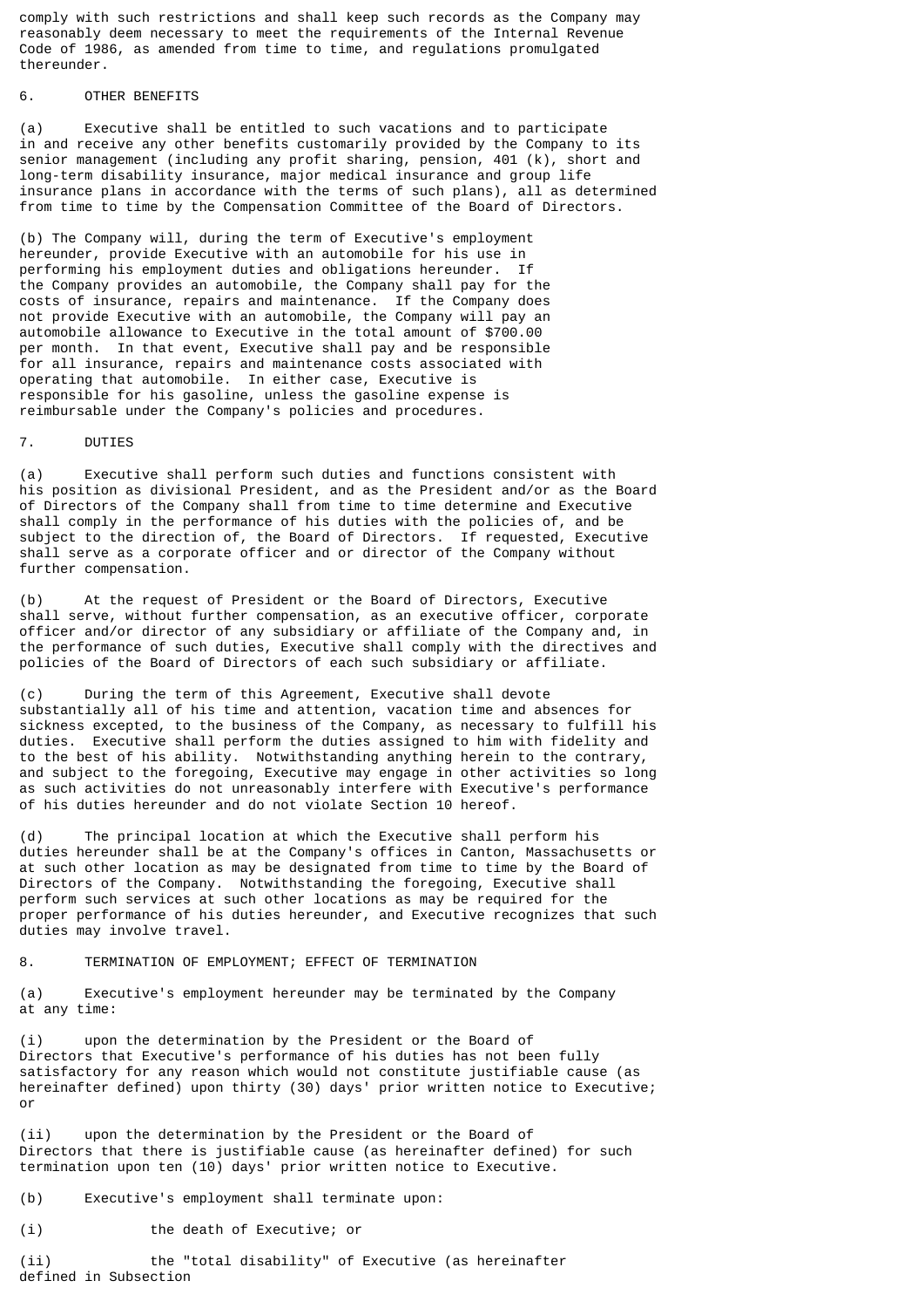comply with such restrictions and shall keep such records as the Company may reasonably deem necessary to meet the requirements of the Internal Revenue Code of 1986, as amended from time to time, and regulations promulgated thereunder.

6. OTHER BENEFITS

(a) Executive shall be entitled to such vacations and to participate in and receive any other benefits customarily provided by the Company to its senior management (including any profit sharing, pension, 401 (k), short and long-term disability insurance, major medical insurance and group life insurance plans in accordance with the terms of such plans), all as determined from time to time by the Compensation Committee of the Board of Directors.

(b) The Company will, during the term of Executive's employment hereunder, provide Executive with an automobile for his use in performing his employment duties and obligations hereunder. If the Company provides an automobile, the Company shall pay for the costs of insurance, repairs and maintenance. If the Company does not provide Executive with an automobile, the Company will pay an automobile allowance to Executive in the total amount of $700.00 per month. In that event, Executive shall pay and be responsible for all insurance, repairs and maintenance costs associated with operating that automobile. In either case, Executive is responsible for his gasoline, unless the gasoline expense is reimbursable under the Company's policies and procedures.

7. DUTIES

(a) Executive shall perform such duties and functions consistent with his position as divisional President, and as the President and/or as the Board of Directors of the Company shall from time to time determine and Executive shall comply in the performance of his duties with the policies of, and be subject to the direction of, the Board of Directors. If requested, Executive shall serve as a corporate officer and or director of the Company without further compensation.

(b) At the request of President or the Board of Directors, Executive shall serve, without further compensation, as an executive officer, corporate officer and/or director of any subsidiary or affiliate of the Company and, in the performance of such duties, Executive shall comply with the directives and policies of the Board of Directors of each such subsidiary or affiliate.

(c) During the term of this Agreement, Executive shall devote substantially all of his time and attention, vacation time and absences for sickness excepted, to the business of the Company, as necessary to fulfill his duties. Executive shall perform the duties assigned to him with fidelity and to the best of his ability. Notwithstanding anything herein to the contrary, and subject to the foregoing, Executive may engage in other activities so long as such activities do not unreasonably interfere with Executive's performance of his duties hereunder and do not violate Section 10 hereof.

(d) The principal location at which the Executive shall perform his duties hereunder shall be at the Company's offices in Canton, Massachusetts or at such other location as may be designated from time to time by the Board of Directors of the Company. Notwithstanding the foregoing, Executive shall perform such services at such other locations as may be required for the proper performance of his duties hereunder, and Executive recognizes that such duties may involve travel.

8. TERMINATION OF EMPLOYMENT; EFFECT OF TERMINATION

(a) Executive's employment hereunder may be terminated by the Company at any time:

(i) upon the determination by the President or the Board of Directors that Executive's performance of his duties has not been fully satisfactory for any reason which would not constitute justifiable cause (as hereinafter defined) upon thirty (30) days' prior written notice to Executive; or

(ii) upon the determination by the President or the Board of Directors that there is justifiable cause (as hereinafter defined) for such termination upon ten (10) days' prior written notice to Executive.

(b) Executive's employment shall terminate upon:

(i) the death of Executive; or

(ii) the "total disability" of Executive (as hereinafter defined in Subsection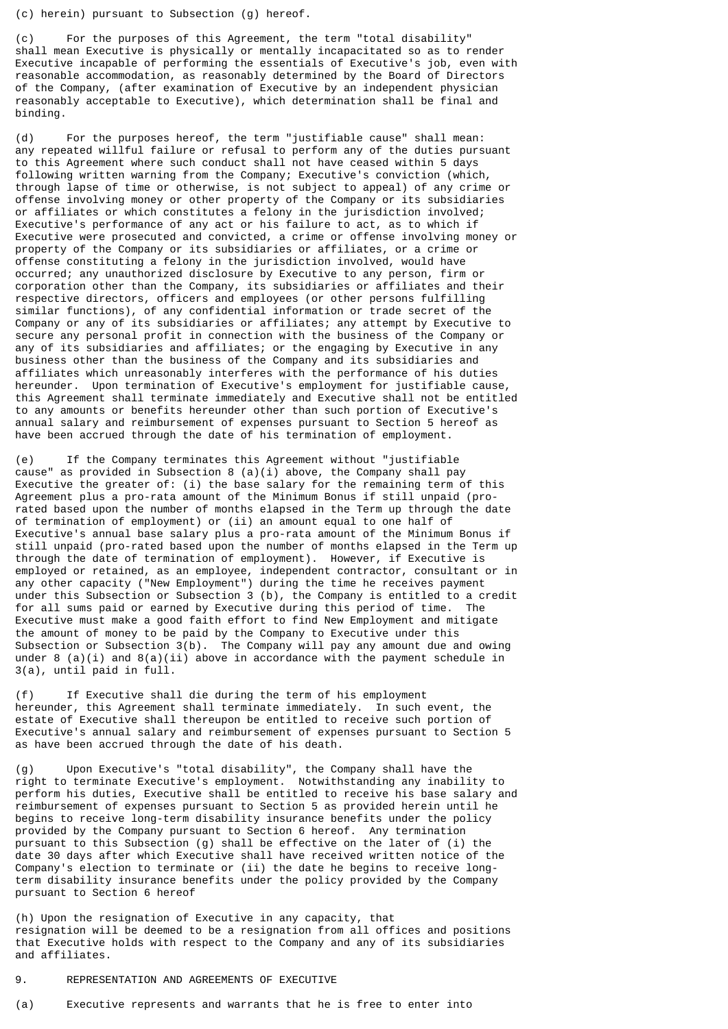(c) herein) pursuant to Subsection (g) hereof.

(c) For the purposes of this Agreement, the term "total disability" shall mean Executive is physically or mentally incapacitated so as to render Executive incapable of performing the essentials of Executive's job, even with reasonable accommodation, as reasonably determined by the Board of Directors of the Company, (after examination of Executive by an independent physician reasonably acceptable to Executive), which determination shall be final and binding.

(d) For the purposes hereof, the term "justifiable cause" shall mean: any repeated willful failure or refusal to perform any of the duties pursuant to this Agreement where such conduct shall not have ceased within 5 days following written warning from the Company; Executive's conviction (which, through lapse of time or otherwise, is not subject to appeal) of any crime or offense involving money or other property of the Company or its subsidiaries or affiliates or which constitutes a felony in the jurisdiction involved; Executive's performance of any act or his failure to act, as to which if Executive were prosecuted and convicted, a crime or offense involving money or property of the Company or its subsidiaries or affiliates, or a crime or offense constituting a felony in the jurisdiction involved, would have occurred; any unauthorized disclosure by Executive to any person, firm or corporation other than the Company, its subsidiaries or affiliates and their respective directors, officers and employees (or other persons fulfilling similar functions), of any confidential information or trade secret of the Company or any of its subsidiaries or affiliates; any attempt by Executive to secure any personal profit in connection with the business of the Company or any of its subsidiaries and affiliates; or the engaging by Executive in any business other than the business of the Company and its subsidiaries and affiliates which unreasonably interferes with the performance of his duties hereunder. Upon termination of Executive's employment for justifiable cause, this Agreement shall terminate immediately and Executive shall not be entitled to any amounts or benefits hereunder other than such portion of Executive's annual salary and reimbursement of expenses pursuant to Section 5 hereof as have been accrued through the date of his termination of employment.

(e) If the Company terminates this Agreement without "justifiable cause" as provided in Subsection 8 (a)(i) above, the Company shall pay Executive the greater of: (i) the base salary for the remaining term of this Agreement plus a pro-rata amount of the Minimum Bonus if still unpaid (pro-rated based upon the number of months elapsed in the Term up through the date of termination of employment) or (ii) an amount equal to one half of Executive's annual base salary plus a pro-rata amount of the Minimum Bonus if still unpaid (pro-rated based upon the number of months elapsed in the Term up through the date of termination of employment). However, if Executive is employed or retained, as an employee, independent contractor, consultant or in any other capacity ("New Employment") during the time he receives payment under this Subsection or Subsection 3 (b), the Company is entitled to a credit for all sums paid or earned by Executive during this period of time. The Executive must make a good faith effort to find New Employment and mitigate the amount of money to be paid by the Company to Executive under this Subsection or Subsection 3(b). The Company will pay any amount due and owing under 8 (a)(i) and 8(a)(ii) above in accordance with the payment schedule in 3(a), until paid in full.

(f) If Executive shall die during the term of his employment hereunder, this Agreement shall terminate immediately. In such event, the estate of Executive shall thereupon be entitled to receive such portion of Executive's annual salary and reimbursement of expenses pursuant to Section 5 as have been accrued through the date of his death.

(g) Upon Executive's "total disability", the Company shall have the right to terminate Executive's employment. Notwithstanding any inability to perform his duties, Executive shall be entitled to receive his base salary and reimbursement of expenses pursuant to Section 5 as provided herein until he begins to receive long-term disability insurance benefits under the policy provided by the Company pursuant to Section 6 hereof. Any termination pursuant to this Subsection (g) shall be effective on the later of (i) the date 30 days after which Executive shall have received written notice of the Company's election to terminate or (ii) the date he begins to receive long-term disability insurance benefits under the policy provided by the Company pursuant to Section 6 hereof

(h) Upon the resignation of Executive in any capacity, that resignation will be deemed to be a resignation from all offices and positions that Executive holds with respect to the Company and any of its subsidiaries and affiliates.

9. REPRESENTATION AND AGREEMENTS OF EXECUTIVE

(a) Executive represents and warrants that he is free to enter into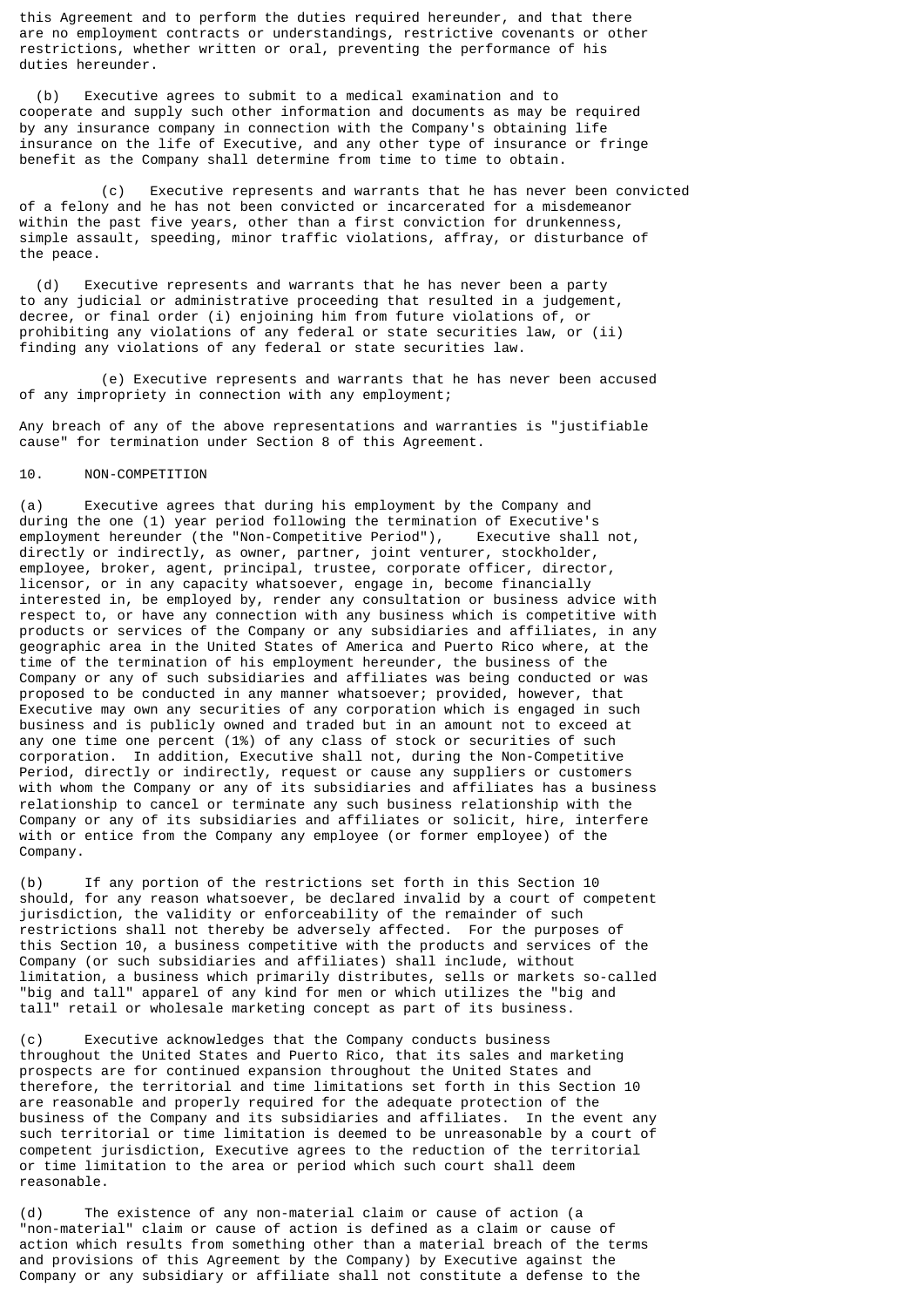this Agreement and to perform the duties required hereunder, and that there are no employment contracts or understandings, restrictive covenants or other restrictions, whether written or oral, preventing the performance of his duties hereunder.

(b) Executive agrees to submit to a medical examination and to cooperate and supply such other information and documents as may be required by any insurance company in connection with the Company's obtaining life insurance on the life of Executive, and any other type of insurance or fringe benefit as the Company shall determine from time to time to obtain.

(c) Executive represents and warrants that he has never been convicted of a felony and he has not been convicted or incarcerated for a misdemeanor within the past five years, other than a first conviction for drunkenness, simple assault, speeding, minor traffic violations, affray, or disturbance of the peace.

(d) Executive represents and warrants that he has never been a party to any judicial or administrative proceeding that resulted in a judgement, decree, or final order (i) enjoining him from future violations of, or prohibiting any violations of any federal or state securities law, or (ii) finding any violations of any federal or state securities law.

(e) Executive represents and warrants that he has never been accused of any impropriety in connection with any employment;

Any breach of any of the above representations and warranties is "justifiable cause" for termination under Section 8 of this Agreement.

10. NON-COMPETITION

(a) Executive agrees that during his employment by the Company and during the one (1) year period following the termination of Executive's employment hereunder (the "Non-Competitive Period"), Executive shall not, directly or indirectly, as owner, partner, joint venturer, stockholder, employee, broker, agent, principal, trustee, corporate officer, director, licensor, or in any capacity whatsoever, engage in, become financially interested in, be employed by, render any consultation or business advice with respect to, or have any connection with any business which is competitive with products or services of the Company or any subsidiaries and affiliates, in any geographic area in the United States of America and Puerto Rico where, at the time of the termination of his employment hereunder, the business of the Company or any of such subsidiaries and affiliates was being conducted or was proposed to be conducted in any manner whatsoever; provided, however, that Executive may own any securities of any corporation which is engaged in such business and is publicly owned and traded but in an amount not to exceed at any one time one percent (1%) of any class of stock or securities of such corporation. In addition, Executive shall not, during the Non-Competitive Period, directly or indirectly, request or cause any suppliers or customers with whom the Company or any of its subsidiaries and affiliates has a business relationship to cancel or terminate any such business relationship with the Company or any of its subsidiaries and affiliates or solicit, hire, interfere with or entice from the Company any employee (or former employee) of the Company.

(b) If any portion of the restrictions set forth in this Section 10 should, for any reason whatsoever, be declared invalid by a court of competent jurisdiction, the validity or enforceability of the remainder of such restrictions shall not thereby be adversely affected. For the purposes of this Section 10, a business competitive with the products and services of the Company (or such subsidiaries and affiliates) shall include, without limitation, a business which primarily distributes, sells or markets so-called "big and tall" apparel of any kind for men or which utilizes the "big and tall" retail or wholesale marketing concept as part of its business.

(c) Executive acknowledges that the Company conducts business throughout the United States and Puerto Rico, that its sales and marketing prospects are for continued expansion throughout the United States and therefore, the territorial and time limitations set forth in this Section 10 are reasonable and properly required for the adequate protection of the business of the Company and its subsidiaries and affiliates. In the event any such territorial or time limitation is deemed to be unreasonable by a court of competent jurisdiction, Executive agrees to the reduction of the territorial or time limitation to the area or period which such court shall deem reasonable.

(d) The existence of any non-material claim or cause of action (a "non-material" claim or cause of action is defined as a claim or cause of action which results from something other than a material breach of the terms and provisions of this Agreement by the Company) by Executive against the Company or any subsidiary or affiliate shall not constitute a defense to the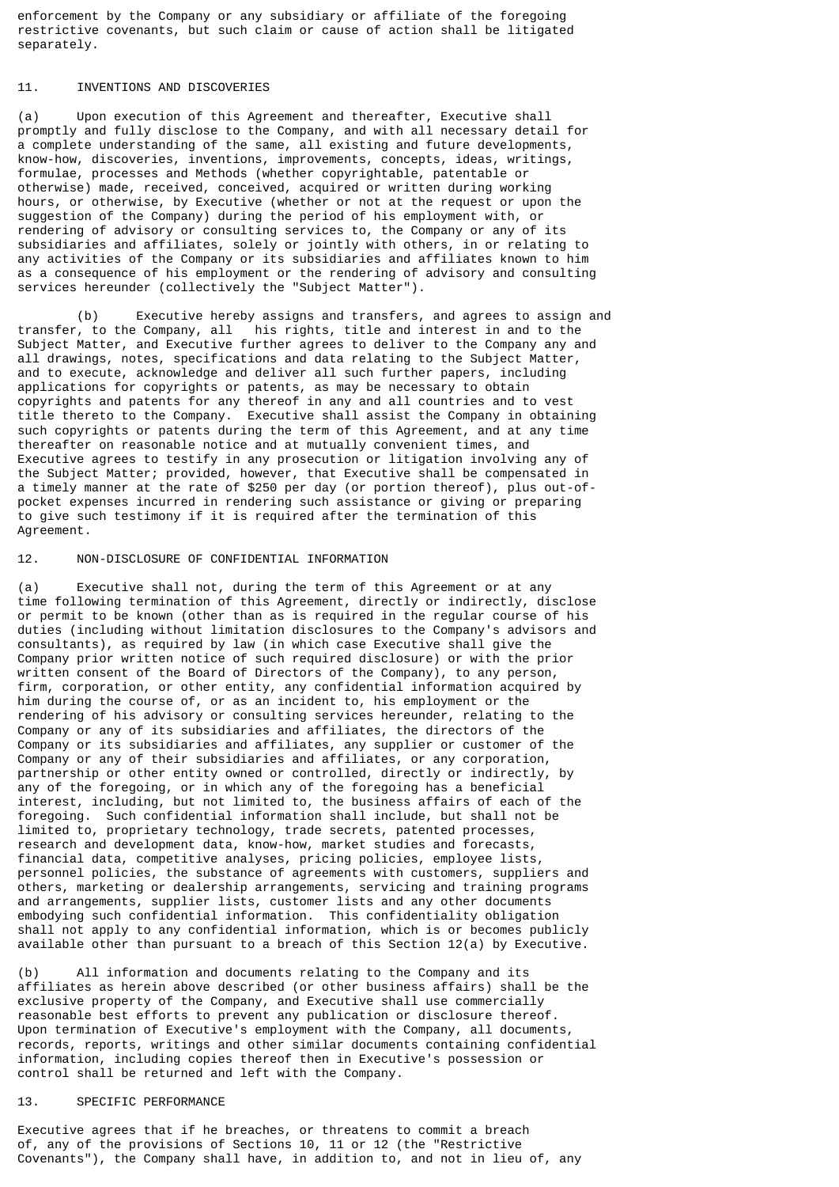enforcement by the Company or any subsidiary or affiliate of the foregoing restrictive covenants, but such claim or cause of action shall be litigated separately.

## 11. INVENTIONS AND DISCOVERIES

(a) Upon execution of this Agreement and thereafter, Executive shall promptly and fully disclose to the Company, and with all necessary detail for a complete understanding of the same, all existing and future developments, know-how, discoveries, inventions, improvements, concepts, ideas, writings, formulae, processes and Methods (whether copyrightable, patentable or otherwise) made, received, conceived, acquired or written during working hours, or otherwise, by Executive (whether or not at the request or upon the suggestion of the Company) during the period of his employment with, or rendering of advisory or consulting services to, the Company or any of its subsidiaries and affiliates, solely or jointly with others, in or relating to any activities of the Company or its subsidiaries and affiliates known to him as a consequence of his employment or the rendering of advisory and consulting services hereunder (collectively the "Subject Matter").

(b) Executive hereby assigns and transfers, and agrees to assign and transfer, to the Company, all his rights, title and interest in and to the Subject Matter, and Executive further agrees to deliver to the Company any and all drawings, notes, specifications and data relating to the Subject Matter, and to execute, acknowledge and deliver all such further papers, including applications for copyrights or patents, as may be necessary to obtain copyrights and patents for any thereof in any and all countries and to vest title thereto to the Company. Executive shall assist the Company in obtaining such copyrights or patents during the term of this Agreement, and at any time thereafter on reasonable notice and at mutually convenient times, and Executive agrees to testify in any prosecution or litigation involving any of the Subject Matter; provided, however, that Executive shall be compensated in a timely manner at the rate of $250 per day (or portion thereof), plus out-of-pocket expenses incurred in rendering such assistance or giving or preparing to give such testimony if it is required after the termination of this Agreement.

## 12. NON-DISCLOSURE OF CONFIDENTIAL INFORMATION

(a) Executive shall not, during the term of this Agreement or at any time following termination of this Agreement, directly or indirectly, disclose or permit to be known (other than as is required in the regular course of his duties (including without limitation disclosures to the Company's advisors and consultants), as required by law (in which case Executive shall give the Company prior written notice of such required disclosure) or with the prior written consent of the Board of Directors of the Company), to any person, firm, corporation, or other entity, any confidential information acquired by him during the course of, or as an incident to, his employment or the rendering of his advisory or consulting services hereunder, relating to the Company or any of its subsidiaries and affiliates, the directors of the Company or its subsidiaries and affiliates, any supplier or customer of the Company or any of their subsidiaries and affiliates, or any corporation, partnership or other entity owned or controlled, directly or indirectly, by any of the foregoing, or in which any of the foregoing has a beneficial interest, including, but not limited to, the business affairs of each of the foregoing. Such confidential information shall include, but shall not be limited to, proprietary technology, trade secrets, patented processes, research and development data, know-how, market studies and forecasts, financial data, competitive analyses, pricing policies, employee lists, personnel policies, the substance of agreements with customers, suppliers and others, marketing or dealership arrangements, servicing and training programs and arrangements, supplier lists, customer lists and any other documents embodying such confidential information. This confidentiality obligation shall not apply to any confidential information, which is or becomes publicly available other than pursuant to a breach of this Section 12(a) by Executive.

(b) All information and documents relating to the Company and its affiliates as herein above described (or other business affairs) shall be the exclusive property of the Company, and Executive shall use commercially reasonable best efforts to prevent any publication or disclosure thereof. Upon termination of Executive's employment with the Company, all documents, records, reports, writings and other similar documents containing confidential information, including copies thereof then in Executive's possession or control shall be returned and left with the Company.

## 13. SPECIFIC PERFORMANCE

Executive agrees that if he breaches, or threatens to commit a breach of, any of the provisions of Sections 10, 11 or 12 (the "Restrictive Covenants"), the Company shall have, in addition to, and not in lieu of, any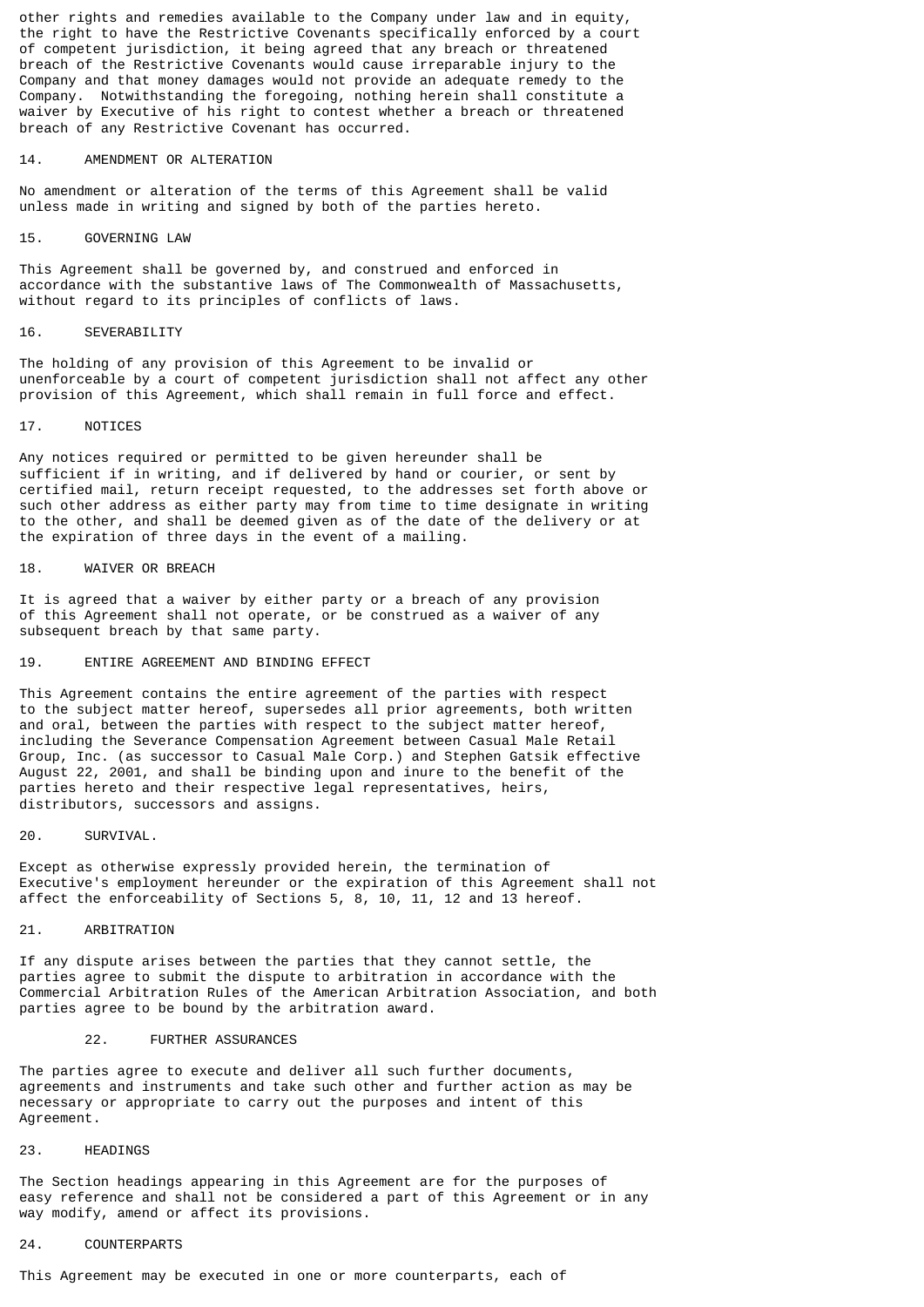other rights and remedies available to the Company under law and in equity, the right to have the Restrictive Covenants specifically enforced by a court of competent jurisdiction, it being agreed that any breach or threatened breach of the Restrictive Covenants would cause irreparable injury to the Company and that money damages would not provide an adequate remedy to the Company. Notwithstanding the foregoing, nothing herein shall constitute a waiver by Executive of his right to contest whether a breach or threatened breach of any Restrictive Covenant has occurred.

## 14. AMENDMENT OR ALTERATION

No amendment or alteration of the terms of this Agreement shall be valid unless made in writing and signed by both of the parties hereto.

## 15. GOVERNING LAW

This Agreement shall be governed by, and construed and enforced in accordance with the substantive laws of The Commonwealth of Massachusetts, without regard to its principles of conflicts of laws.

## 16. SEVERABILITY

The holding of any provision of this Agreement to be invalid or unenforceable by a court of competent jurisdiction shall not affect any other provision of this Agreement, which shall remain in full force and effect.

## 17. NOTICES

Any notices required or permitted to be given hereunder shall be sufficient if in writing, and if delivered by hand or courier, or sent by certified mail, return receipt requested, to the addresses set forth above or such other address as either party may from time to time designate in writing to the other, and shall be deemed given as of the date of the delivery or at the expiration of three days in the event of a mailing.

## 18. WAIVER OR BREACH

It is agreed that a waiver by either party or a breach of any provision of this Agreement shall not operate, or be construed as a waiver of any subsequent breach by that same party.

## 19. ENTIRE AGREEMENT AND BINDING EFFECT

This Agreement contains the entire agreement of the parties with respect to the subject matter hereof, supersedes all prior agreements, both written and oral, between the parties with respect to the subject matter hereof, including the Severance Compensation Agreement between Casual Male Retail Group, Inc. (as successor to Casual Male Corp.) and Stephen Gatsik effective August 22, 2001, and shall be binding upon and inure to the benefit of the parties hereto and their respective legal representatives, heirs, distributors, successors and assigns.

## 20. SURVIVAL.

Except as otherwise expressly provided herein, the termination of Executive's employment hereunder or the expiration of this Agreement shall not affect the enforceability of Sections 5, 8, 10, 11, 12 and 13 hereof.

## 21. ARBITRATION

If any dispute arises between the parties that they cannot settle, the parties agree to submit the dispute to arbitration in accordance with the Commercial Arbitration Rules of the American Arbitration Association, and both parties agree to be bound by the arbitration award.

## 22. FURTHER ASSURANCES

The parties agree to execute and deliver all such further documents, agreements and instruments and take such other and further action as may be necessary or appropriate to carry out the purposes and intent of this Agreement.

## 23. HEADINGS

The Section headings appearing in this Agreement are for the purposes of easy reference and shall not be considered a part of this Agreement or in any way modify, amend or affect its provisions.

## 24. COUNTERPARTS

This Agreement may be executed in one or more counterparts, each of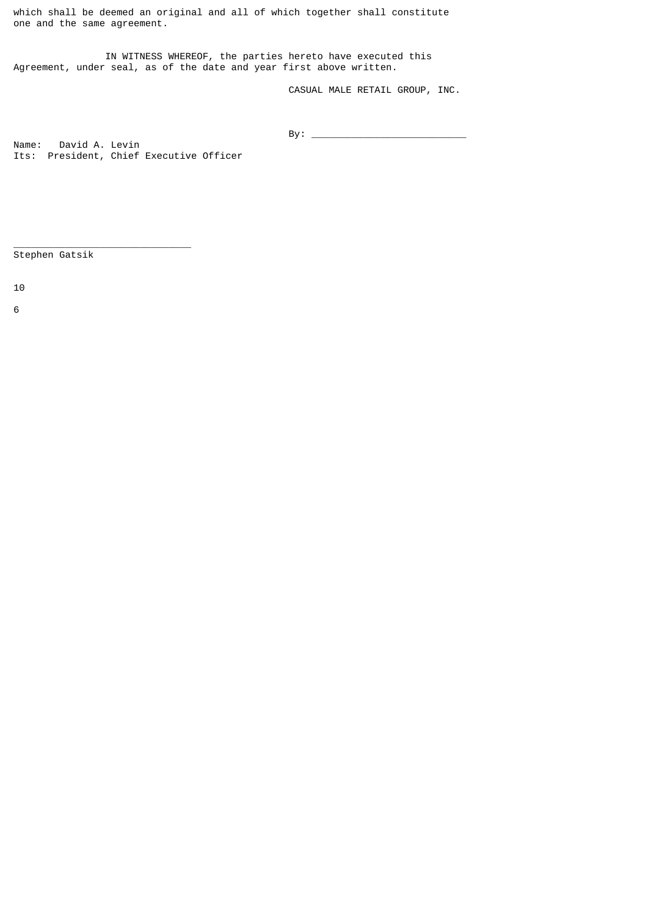which shall be deemed an original and all of which together shall constitute one and the same agreement.

IN WITNESS WHEREOF, the parties hereto have executed this Agreement, under seal, as of the date and year first above written.

CASUAL MALE RETAIL GROUP, INC.

By: ___________________________

Name: David A. Levin
Its: President, Chief Executive Officer

_______________________________
Stephen Gatsik